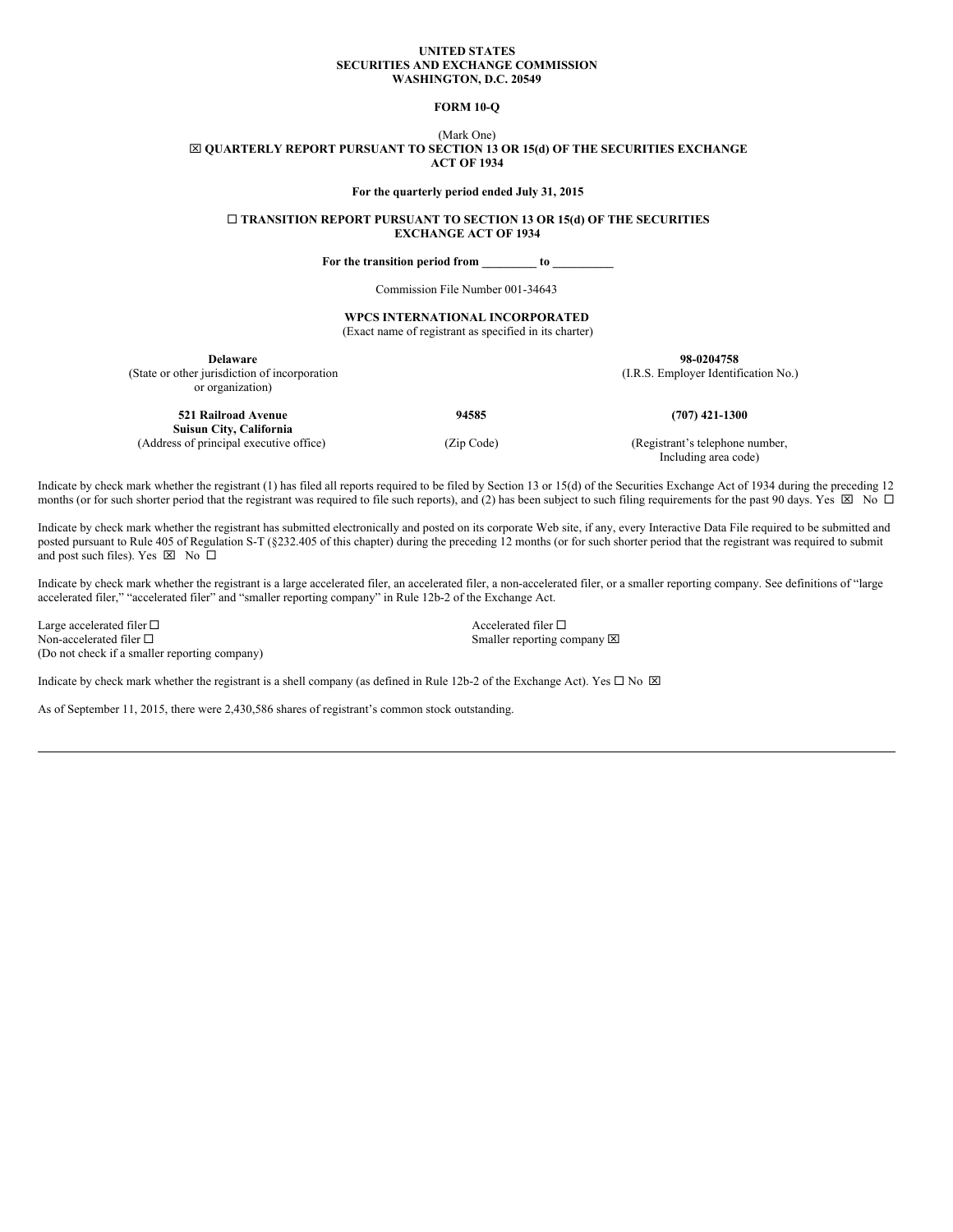**UNITED STATES**
**SECURITIES AND EXCHANGE COMMISSION**
**WASHINGTON, D.C. 20549**

**FORM 10-Q**

(Mark One)

☒ **QUARTERLY REPORT PURSUANT TO SECTION 13 OR 15(d) OF THE SECURITIES EXCHANGE ACT OF 1934**

**For the quarterly period ended July 31, 2015**

☐ **TRANSITION REPORT PURSUANT TO SECTION 13 OR 15(d) OF THE SECURITIES EXCHANGE ACT OF 1934**

**For the transition period from _________ to __________**

Commission File Number 001-34643

**WPCS INTERNATIONAL INCORPORATED**
(Exact name of registrant as specified in its charter)

| **Delaware** | | **98-0204758** |
|---|---|---|
| (State or other jurisdiction of incorporation or organization) | | (I.R.S. Employer Identification No.) |
| **521 Railroad Avenue Suisun City, California** | **94585** | **(707) 421-1300** |
| (Address of principal executive office) | (Zip Code) | (Registrant's telephone number, Including area code) |

Indicate by check mark whether the registrant (1) has filed all reports required to be filed by Section 13 or 15(d) of the Securities Exchange Act of 1934 during the preceding 12 months (or for such shorter period that the registrant was required to file such reports), and (2) has been subject to such filing requirements for the past 90 days. Yes ☒ No ☐

Indicate by check mark whether the registrant has submitted electronically and posted on its corporate Web site, if any, every Interactive Data File required to be submitted and posted pursuant to Rule 405 of Regulation S-T (§232.405 of this chapter) during the preceding 12 months (or for such shorter period that the registrant was required to submit and post such files). Yes ☒ No ☐

Indicate by check mark whether the registrant is a large accelerated filer, an accelerated filer, a non-accelerated filer, or a smaller reporting company. See definitions of "large accelerated filer," "accelerated filer" and "smaller reporting company" in Rule 12b-2 of the Exchange Act.

| | |
|---|---|
| Large accelerated filer ☐ | Accelerated filer ☐ |
| Non-accelerated filer ☐ (Do not check if a smaller reporting company) | Smaller reporting company ☒ |

Indicate by check mark whether the registrant is a shell company (as defined in Rule 12b-2 of the Exchange Act). Yes ☐ No ☒

As of September 11, 2015, there were 2,430,586 shares of registrant's common stock outstanding.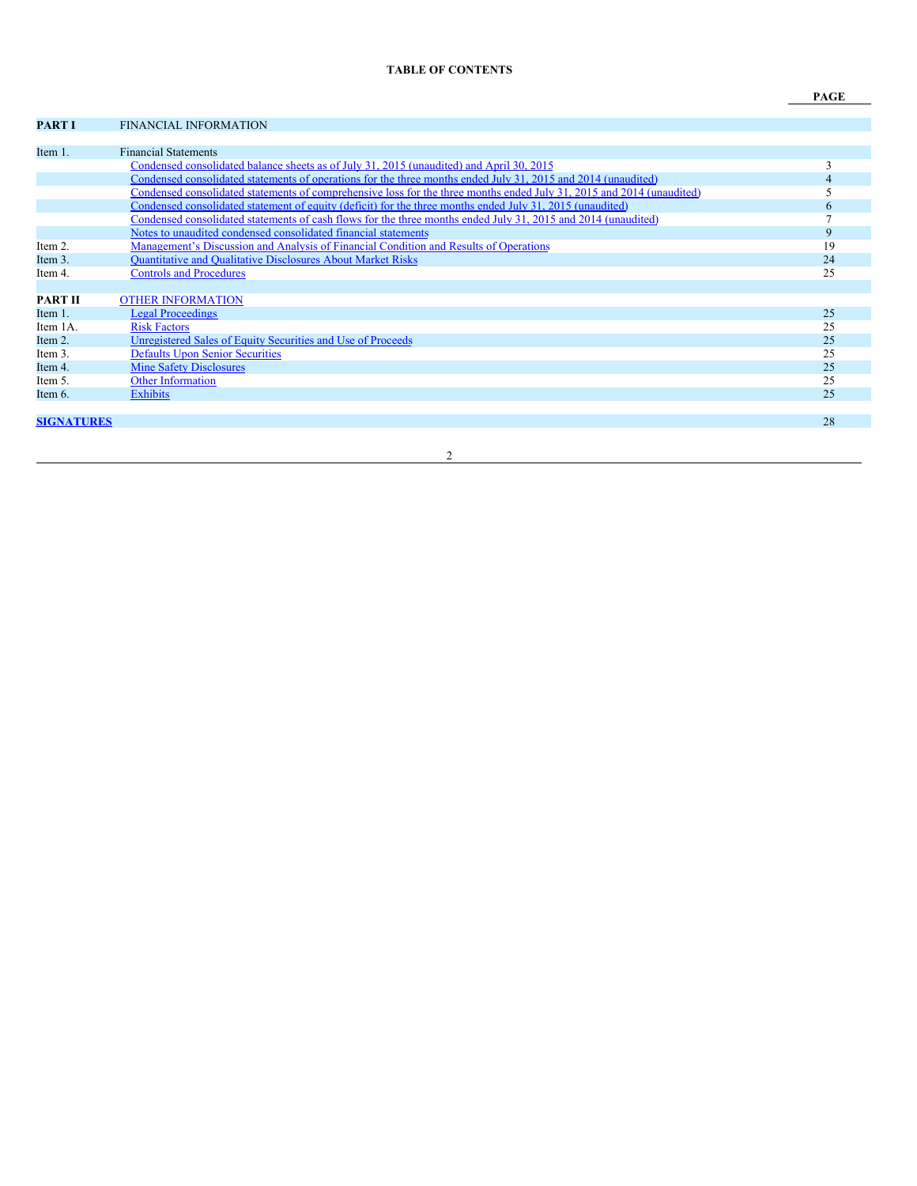**TABLE OF CONTENTS**

| | | PAGE |
|---|---|---|
| **PART I** | FINANCIAL INFORMATION | |
| | | |
| Item 1. | Financial Statements | |
| | Condensed consolidated balance sheets as of July 31, 2015 (unaudited) and April 30, 2015 | 3 |
| | Condensed consolidated statements of operations for the three months ended July 31, 2015 and 2014 (unaudited) | 4 |
| | Condensed consolidated statements of comprehensive loss for the three months ended July 31, 2015 and 2014 (unaudited) | 5 |
| | Condensed consolidated statement of equity (deficit) for the three months ended July 31, 2015 (unaudited) | 6 |
| | Condensed consolidated statements of cash flows for the three months ended July 31, 2015 and 2014 (unaudited) | 7 |
| | Notes to unaudited condensed consolidated financial statements | 9 |
| Item 2. | Management's Discussion and Analysis of Financial Condition and Results of Operations | 19 |
| Item 3. | Quantitative and Qualitative Disclosures About Market Risks | 24 |
| Item 4. | Controls and Procedures | 25 |
| | | |
| **PART II** | OTHER INFORMATION | |
| Item 1. | Legal Proceedings | 25 |
| Item 1A. | Risk Factors | 25 |
| Item 2. | Unregistered Sales of Equity Securities and Use of Proceeds | 25 |
| Item 3. | Defaults Upon Senior Securities | 25 |
| Item 4. | Mine Safety Disclosures | 25 |
| Item 5. | Other Information | 25 |
| Item 6. | Exhibits | 25 |
| | | |
| **SIGNATURES** | | 28 |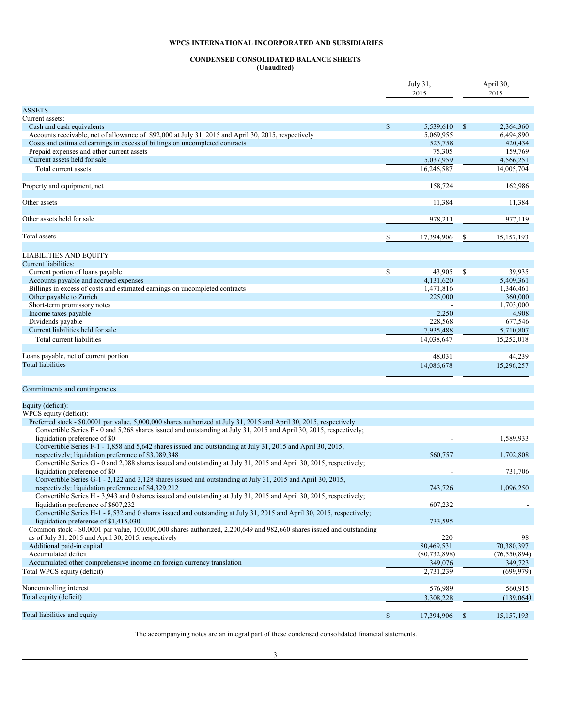# WPCS INTERNATIONAL INCORPORATED AND SUBSIDIARIES

## CONDENSED CONSOLIDATED BALANCE SHEETS
**(Unaudited)**

| | July 31, 2015 | April 30, 2015 |
|---|---|---|
| ASSETS | | |
| Current assets: | | |
| Cash and cash equivalents | $ 5,539,610 | $ 2,364,360 |
| Accounts receivable, net of allowance of $92,000 at July 31, 2015 and April 30, 2015, respectively | 5,069,955 | 6,494,890 |
| Costs and estimated earnings in excess of billings on uncompleted contracts | 523,758 | 420,434 |
| Prepaid expenses and other current assets | 75,305 | 159,769 |
| Current assets held for sale | 5,037,959 | 4,566,251 |
| Total current assets | 16,246,587 | 14,005,704 |
| | | |
| Property and equipment, net | 158,724 | 162,986 |
| | | |
| Other assets | 11,384 | 11,384 |
| | | |
| Other assets held for sale | 978,211 | 977,119 |
| | | |
| Total assets | $ 17,394,906 | $ 15,157,193 |
| | | |
| LIABILITIES AND EQUITY | | |
| Current liabilities: | | |
| Current portion of loans payable | $ 43,905 | $ 39,935 |
| Accounts payable and accrued expenses | 4,131,620 | 5,409,361 |
| Billings in excess of costs and estimated earnings on uncompleted contracts | 1,471,816 | 1,346,461 |
| Other payable to Zurich | 225,000 | 360,000 |
| Short-term promissory notes | - | 1,703,000 |
| Income taxes payable | 2,250 | 4,908 |
| Dividends payable | 228,568 | 677,546 |
| Current liabilities held for sale | 7,935,488 | 5,710,807 |
| Total current liabilities | 14,038,647 | 15,252,018 |
| | | |
| Loans payable, net of current portion | 48,031 | 44,239 |
| Total liabilities | 14,086,678 | 15,296,257 |
| | | |
| Commitments and contingencies | | |
| | | |
| Equity (deficit): | | |
| WPCS equity (deficit): | | |
| Preferred stock - $0.0001 par value, 5,000,000 shares authorized at July 31, 2015 and April 30, 2015, respectively | | |
| Convertible Series F - 0 and 5,268 shares issued and outstanding at July 31, 2015 and April 30, 2015, respectively; liquidation preference of $0 | - | 1,589,933 |
| Convertible Series F-1 - 1,858 and 5,642 shares issued and outstanding at July 31, 2015 and April 30, 2015, respectively; liquidation preference of $3,089,348 | 560,757 | 1,702,808 |
| Convertible Series G - 0 and 2,088 shares issued and outstanding at July 31, 2015 and April 30, 2015, respectively; liquidation preference of $0 | - | 731,706 |
| Convertible Series G-1 - 2,122 and 3,128 shares issued and outstanding at July 31, 2015 and April 30, 2015, respectively; liquidation preference of $4,329,212 | 743,726 | 1,096,250 |
| Convertible Series H - 3,943 and 0 shares issued and outstanding at July 31, 2015 and April 30, 2015, respectively; liquidation preference of $607,232 | 607,232 | - |
| Convertible Series H-1 - 8,532 and 0 shares issued and outstanding at July 31, 2015 and April 30, 2015, respectively; liquidation preference of $1,415,030 | 733,595 | - |
| Common stock - $0.0001 par value, 100,000,000 shares authorized, 2,200,649 and 982,660 shares issued and outstanding as of July 31, 2015 and April 30, 2015, respectively | 220 | 98 |
| Additional paid-in capital | 80,469,531 | 70,380,397 |
| Accumulated deficit | (80,732,898) | (76,550,894) |
| Accumulated other comprehensive income on foreign currency translation | 349,076 | 349,723 |
| Total WPCS equity (deficit) | 2,731,239 | (699,979) |
| | | |
| Noncontrolling interest | 576,989 | 560,915 |
| Total equity (deficit) | 3,308,228 | (139,064) |
| | | |
| Total liabilities and equity | $ 17,394,906 | $ 15,157,193 |

The accompanying notes are an integral part of these condensed consolidated financial statements.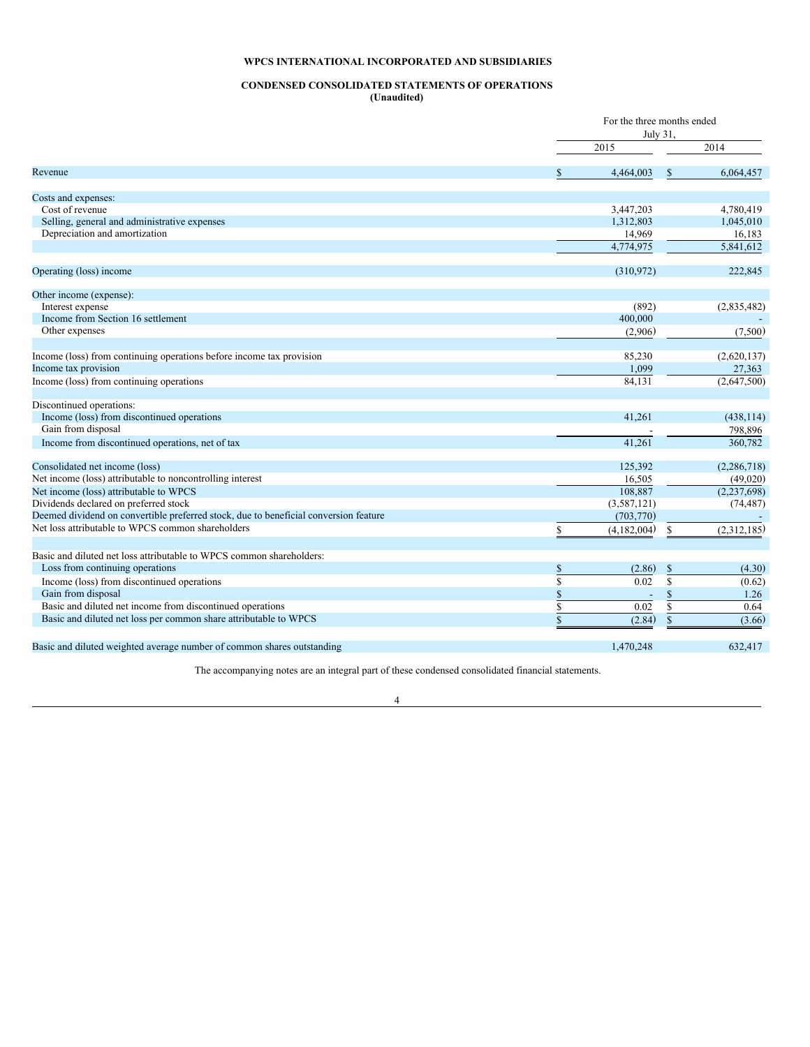**WPCS INTERNATIONAL INCORPORATED AND SUBSIDIARIES**

**CONDENSED CONSOLIDATED STATEMENTS OF OPERATIONS**
**(Unaudited)**

| | For the three months ended July 31, | |
|---|---|---|
| | 2015 | 2014 |
| Revenue | $ 4,464,003 | $ 6,064,457 |
| Costs and expenses: | | |
| Cost of revenue | 3,447,203 | 4,780,419 |
| Selling, general and administrative expenses | 1,312,803 | 1,045,010 |
| Depreciation and amortization | 14,969 | 16,183 |
| | 4,774,975 | 5,841,612 |
| Operating (loss) income | (310,972) | 222,845 |
| Other income (expense): | | |
| Interest expense | (892) | (2,835,482) |
| Income from Section 16 settlement | 400,000 | - |
| Other expenses | (2,906) | (7,500) |
| Income (loss) from continuing operations before income tax provision | 85,230 | (2,620,137) |
| Income tax provision | 1,099 | 27,363 |
| Income (loss) from continuing operations | 84,131 | (2,647,500) |
| Discontinued operations: | | |
| Income (loss) from discontinued operations | 41,261 | (438,114) |
| Gain from disposal | - | 798,896 |
| Income from discontinued operations, net of tax | 41,261 | 360,782 |
| Consolidated net income (loss) | 125,392 | (2,286,718) |
| Net income (loss) attributable to noncontrolling interest | 16,505 | (49,020) |
| Net income (loss) attributable to WPCS | 108,887 | (2,237,698) |
| Dividends declared on preferred stock | (3,587,121) | (74,487) |
| Deemed dividend on convertible preferred stock, due to beneficial conversion feature | (703,770) | - |
| Net loss attributable to WPCS common shareholders | $ (4,182,004) | $ (2,312,185) |
| Basic and diluted net loss attributable to WPCS common shareholders: | | |
| Loss from continuing operations | $ (2.86) | $ (4.30) |
| Income (loss) from discontinued operations | $ 0.02 | $ (0.62) |
| Gain from disposal | $ - | $ 1.26 |
| Basic and diluted net income from discontinued operations | $ 0.02 | $ 0.64 |
| Basic and diluted net loss per common share attributable to WPCS | $ (2.84) | $ (3.66) |
| Basic and diluted weighted average number of common shares outstanding | 1,470,248 | 632,417 |

The accompanying notes are an integral part of these condensed consolidated financial statements.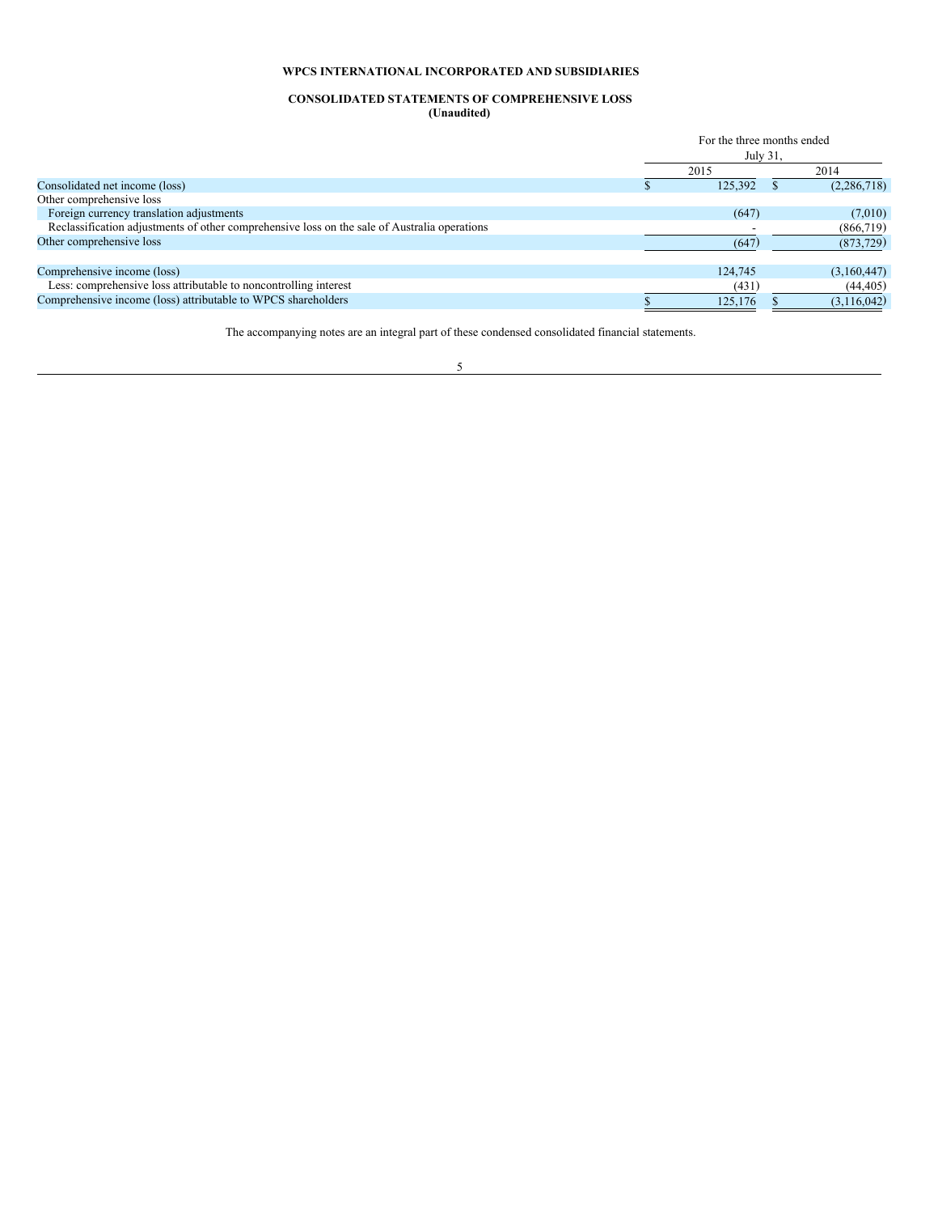**WPCS INTERNATIONAL INCORPORATED AND SUBSIDIARIES**

**CONSOLIDATED STATEMENTS OF COMPREHENSIVE LOSS**
**(Unaudited)**

| | For the three months ended July 31, | |
|---|---|---|
| | 2015 | 2014 |
| Consolidated net income (loss) | $ 125,392 | $ (2,286,718) |
| Other comprehensive loss | | |
| Foreign currency translation adjustments | (647) | (7,010) |
| Reclassification adjustments of other comprehensive loss on the sale of Australia operations | - | (866,719) |
| Other comprehensive loss | (647) | (873,729) |
| | | |
| Comprehensive income (loss) | 124,745 | (3,160,447) |
| Less: comprehensive loss attributable to noncontrolling interest | (431) | (44,405) |
| Comprehensive income (loss) attributable to WPCS shareholders | $ 125,176 | $ (3,116,042) |

The accompanying notes are an integral part of these condensed consolidated financial statements.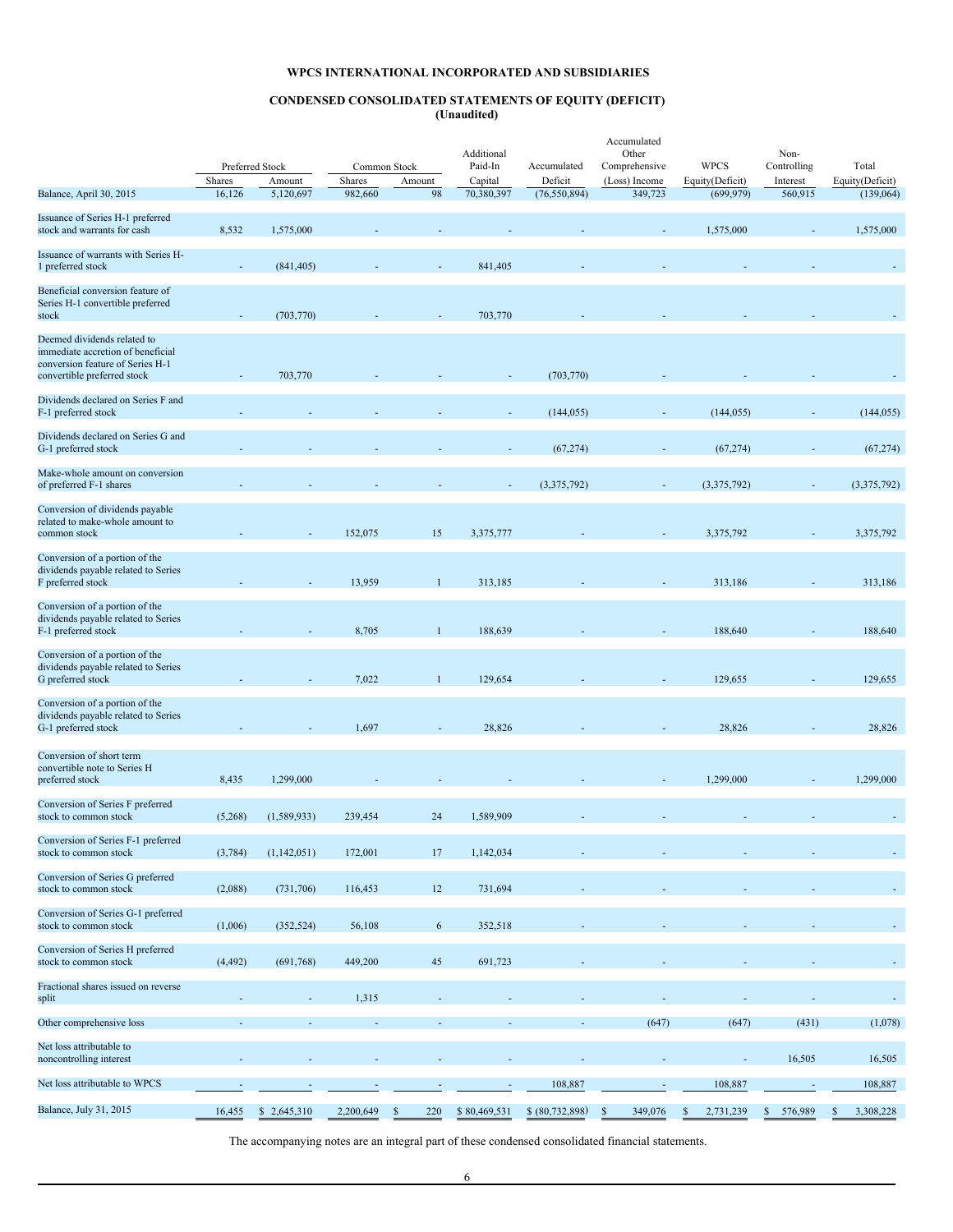# WPCS INTERNATIONAL INCORPORATED AND SUBSIDIARIES

## CONDENSED CONSOLIDATED STATEMENTS OF EQUITY (DEFICIT)
**(Unaudited)**

| | Preferred Stock | | Common Stock | | Additional Paid-In | Accumulated | Accumulated Other Comprehensive | WPCS | Non-Controlling | Total |
|---|---|---|---|---|---|---|---|---|---|---|
| | Shares | Amount | Shares | Amount | Capital | Deficit | (Loss) Income | Equity(Deficit) | Interest | Equity(Deficit) |
| Balance, April 30, 2015 | 16,126 | 5,120,697 | 982,660 | 98 | 70,380,397 | (76,550,894) | 349,723 | (699,979) | 560,915 | (139,064) |
| Issuance of Series H-1 preferred stock and warrants for cash | 8,532 | 1,575,000 | - | - | - | - | - | 1,575,000 | - | 1,575,000 |
| Issuance of warrants with Series H-1 preferred stock | - | (841,405) | - | - | 841,405 | - | - | - | - | - |
| Beneficial conversion feature of Series H-1 convertible preferred stock | - | (703,770) | - | - | 703,770 | - | - | - | - | - |
| Deemed dividends related to immediate accretion of beneficial conversion feature of Series H-1 convertible preferred stock | - | 703,770 | - | - | - | (703,770) | - | - | - | - |
| Dividends declared on Series F and F-1 preferred stock | - | - | - | - | - | (144,055) | - | (144,055) | - | (144,055) |
| Dividends declared on Series G and G-1 preferred stock | - | - | - | - | - | (67,274) | - | (67,274) | - | (67,274) |
| Make-whole amount on conversion of preferred F-1 shares | - | - | - | - | - | (3,375,792) | - | (3,375,792) | - | (3,375,792) |
| Conversion of dividends payable related to make-whole amount to common stock | - | - | 152,075 | 15 | 3,375,777 | - | - | 3,375,792 | - | 3,375,792 |
| Conversion of a portion of the dividends payable related to Series F preferred stock | - | - | 13,959 | 1 | 313,185 | - | - | 313,186 | - | 313,186 |
| Conversion of a portion of the dividends payable related to Series F-1 preferred stock | - | - | 8,705 | 1 | 188,639 | - | - | 188,640 | - | 188,640 |
| Conversion of a portion of the dividends payable related to Series G preferred stock | - | - | 7,022 | 1 | 129,654 | - | - | 129,655 | - | 129,655 |
| Conversion of a portion of the dividends payable related to Series G-1 preferred stock | - | - | 1,697 | - | 28,826 | - | - | 28,826 | - | 28,826 |
| Conversion of short term convertible note to Series H preferred stock | 8,435 | 1,299,000 | - | - | - | - | - | 1,299,000 | - | 1,299,000 |
| Conversion of Series F preferred stock to common stock | (5,268) | (1,589,933) | 239,454 | 24 | 1,589,909 | - | - | - | - | - |
| Conversion of Series F-1 preferred stock to common stock | (3,784) | (1,142,051) | 172,001 | 17 | 1,142,034 | - | - | - | - | - |
| Conversion of Series G preferred stock to common stock | (2,088) | (731,706) | 116,453 | 12 | 731,694 | - | - | - | - | - |
| Conversion of Series G-1 preferred stock to common stock | (1,006) | (352,524) | 56,108 | 6 | 352,518 | - | - | - | - | - |
| Conversion of Series H preferred stock to common stock | (4,492) | (691,768) | 449,200 | 45 | 691,723 | - | - | - | - | - |
| Fractional shares issued on reverse split | - | - | 1,315 | - | - | - | - | - | - | - |
| Other comprehensive loss | - | - | - | - | - | - | (647) | (647) | (431) | (1,078) |
| Net loss attributable to noncontrolling interest | - | - | - | - | - | - | - | - | 16,505 | 16,505 |
| Net loss attributable to WPCS | - | - | - | - | - | 108,887 | - | 108,887 | - | 108,887 |
| Balance, July 31, 2015 | 16,455 | $ 2,645,310 | 2,200,649 | $ 220 | $ 80,469,531 | $ (80,732,898) | $ 349,076 | $ 2,731,239 | $ 576,989 | $ 3,308,228 |

The accompanying notes are an integral part of these condensed consolidated financial statements.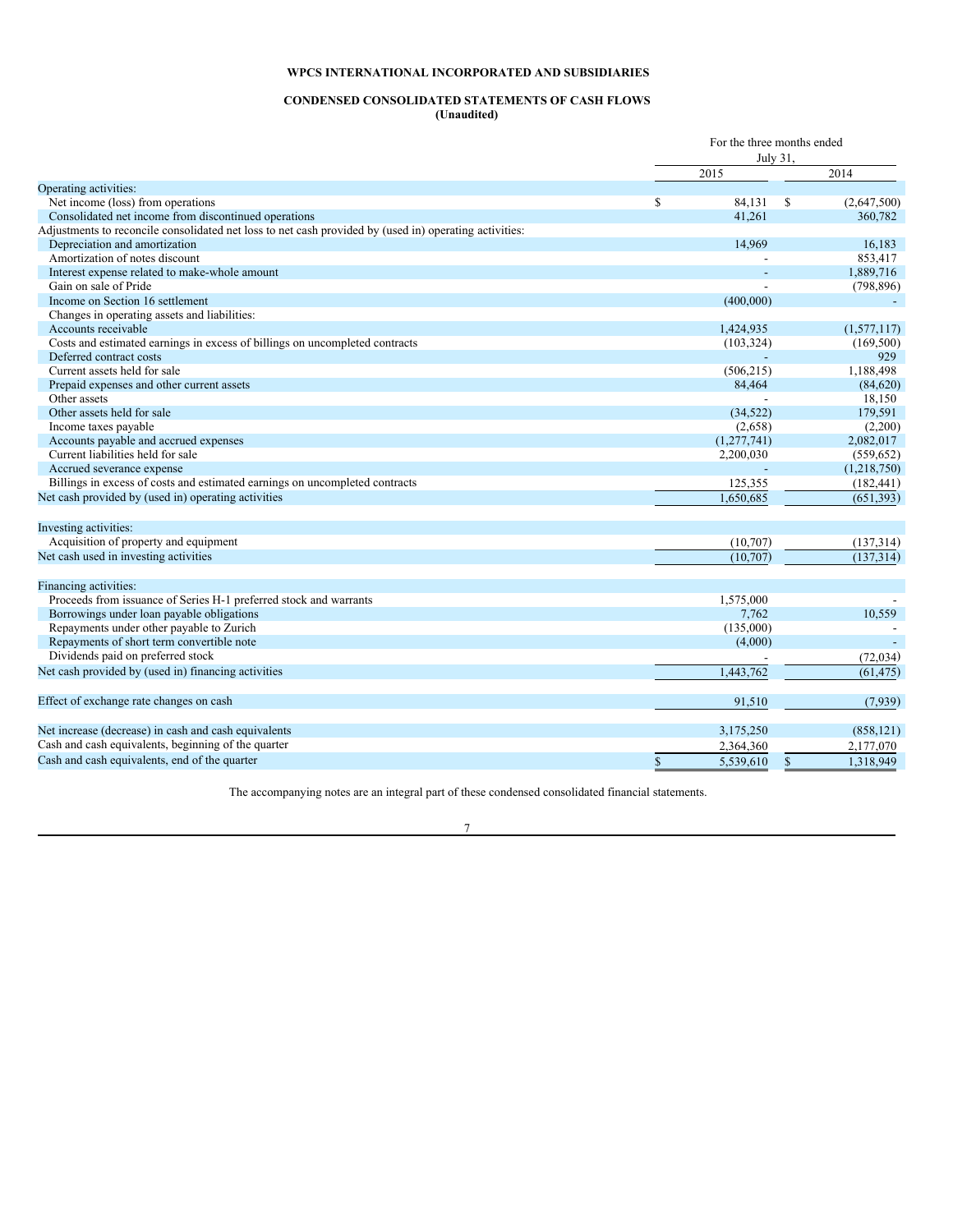**WPCS INTERNATIONAL INCORPORATED AND SUBSIDIARIES**

**CONDENSED CONSOLIDATED STATEMENTS OF CASH FLOWS**
**(Unaudited)**

| | For the three months ended July 31, | |
|---|---|---|
| | 2015 | 2014 |
| Operating activities: | | |
| Net income (loss) from operations | $ 84,131 | $ (2,647,500) |
| Consolidated net income from discontinued operations | 41,261 | 360,782 |
| Adjustments to reconcile consolidated net loss to net cash provided by (used in) operating activities: | | |
| Depreciation and amortization | 14,969 | 16,183 |
| Amortization of notes discount | - | 853,417 |
| Interest expense related to make-whole amount | - | 1,889,716 |
| Gain on sale of Pride | - | (798,896) |
| Income on Section 16 settlement | (400,000) | - |
| Changes in operating assets and liabilities: | | |
| Accounts receivable | 1,424,935 | (1,577,117) |
| Costs and estimated earnings in excess of billings on uncompleted contracts | (103,324) | (169,500) |
| Deferred contract costs | - | 929 |
| Current assets held for sale | (506,215) | 1,188,498 |
| Prepaid expenses and other current assets | 84,464 | (84,620) |
| Other assets | - | 18,150 |
| Other assets held for sale | (34,522) | 179,591 |
| Income taxes payable | (2,658) | (2,200) |
| Accounts payable and accrued expenses | (1,277,741) | 2,082,017 |
| Current liabilities held for sale | 2,200,030 | (559,652) |
| Accrued severance expense | - | (1,218,750) |
| Billings in excess of costs and estimated earnings on uncompleted contracts | 125,355 | (182,441) |
| Net cash provided by (used in) operating activities | 1,650,685 | (651,393) |
| | | |
| Investing activities: | | |
| Acquisition of property and equipment | (10,707) | (137,314) |
| Net cash used in investing activities | (10,707) | (137,314) |
| | | |
| Financing activities: | | |
| Proceeds from issuance of Series H-1 preferred stock and warrants | 1,575,000 | - |
| Borrowings under loan payable obligations | 7,762 | 10,559 |
| Repayments under other payable to Zurich | (135,000) | - |
| Repayments of short term convertible note | (4,000) | - |
| Dividends paid on preferred stock | - | (72,034) |
| Net cash provided by (used in) financing activities | 1,443,762 | (61,475) |
| | | |
| Effect of exchange rate changes on cash | 91,510 | (7,939) |
| | | |
| Net increase (decrease) in cash and cash equivalents | 3,175,250 | (858,121) |
| Cash and cash equivalents, beginning of the quarter | 2,364,360 | 2,177,070 |
| Cash and cash equivalents, end of the quarter | $ 5,539,610 | $ 1,318,949 |

The accompanying notes are an integral part of these condensed consolidated financial statements.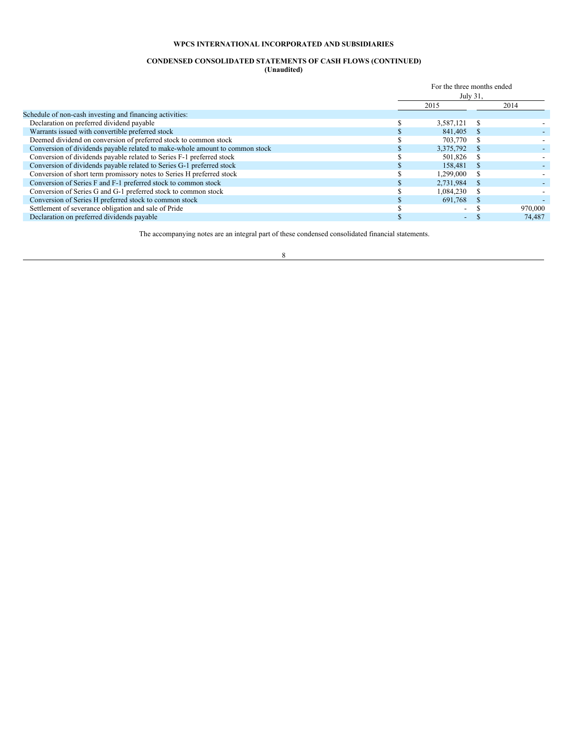**WPCS INTERNATIONAL INCORPORATED AND SUBSIDIARIES**

**CONDENSED CONSOLIDATED STATEMENTS OF CASH FLOWS (CONTINUED)**
**(Unaudited)**

| | For the three months ended July 31, | |
|---|---|---|
| | 2015 | 2014 |
| Schedule of non-cash investing and financing activities: | | |
| Declaration on preferred dividend payable | $ 3,587,121 | $ - |
| Warrants issued with convertible preferred stock | $ 841,405 | $ - |
| Deemed dividend on conversion of preferred stock to common stock | $ 703,770 | $ - |
| Conversion of dividends payable related to make-whole amount to common stock | $ 3,375,792 | $ - |
| Conversion of dividends payable related to Series F-1 preferred stock | $ 501,826 | $ - |
| Conversion of dividends payable related to Series G-1 preferred stock | $ 158,481 | $ - |
| Conversion of short term promissory notes to Series H preferred stock | $ 1,299,000 | $ - |
| Conversion of Series F and F-1 preferred stock to common stock | $ 2,731,984 | $ - |
| Conversion of Series G and G-1 preferred stock to common stock | $ 1,084,230 | $ - |
| Conversion of Series H preferred stock to common stock | $ 691,768 | $ - |
| Settlement of severance obligation and sale of Pride | $ - | $ 970,000 |
| Declaration on preferred dividends payable | $ - | $ 74,487 |

The accompanying notes are an integral part of these condensed consolidated financial statements.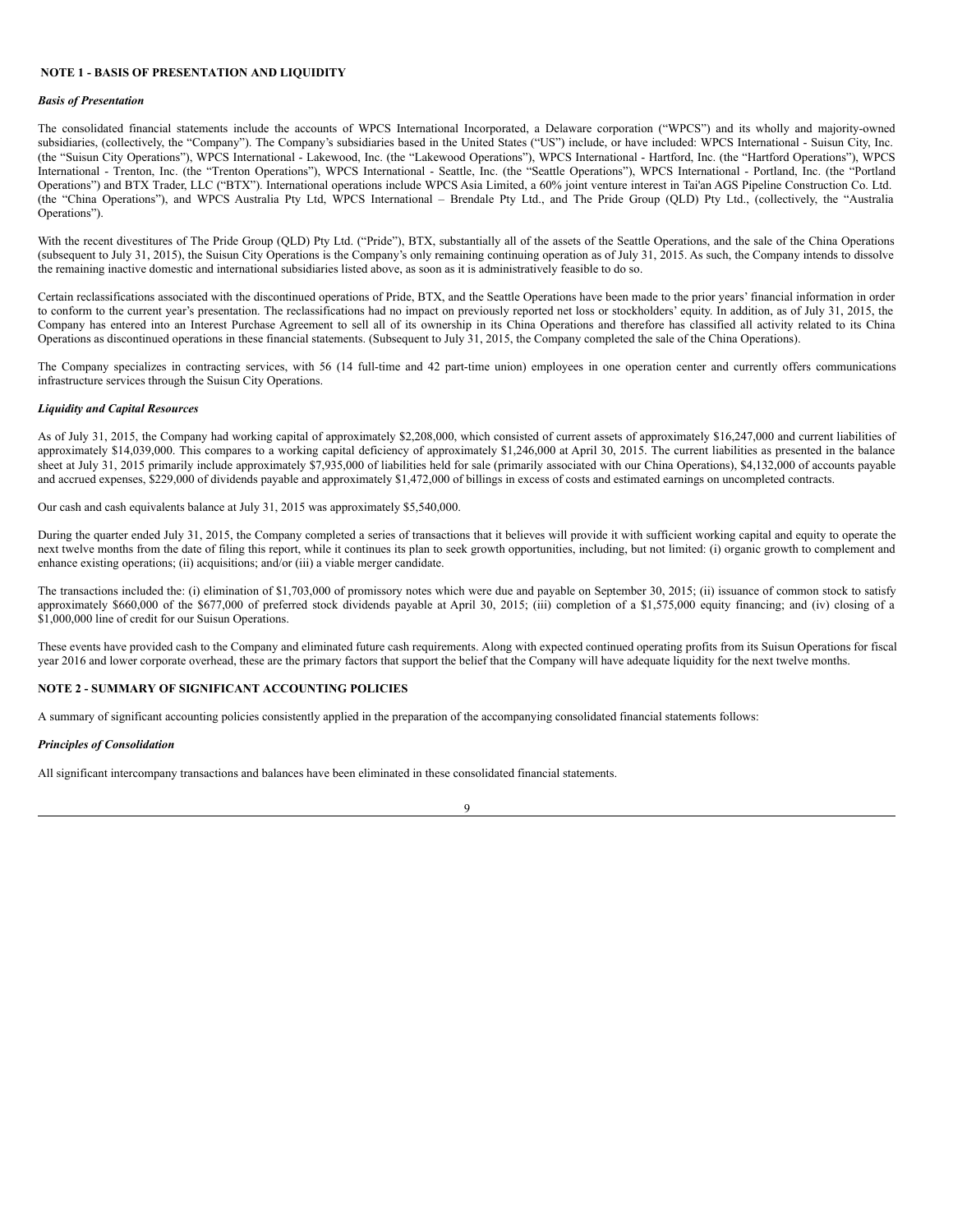## NOTE 1 - BASIS OF PRESENTATION AND LIQUIDITY

### *Basis of Presentation*

The consolidated financial statements include the accounts of WPCS International Incorporated, a Delaware corporation ("WPCS") and its wholly and majority-owned subsidiaries, (collectively, the "Company"). The Company's subsidiaries based in the United States ("US") include, or have included: WPCS International - Suisun City, Inc. (the "Suisun City Operations"), WPCS International - Lakewood, Inc. (the "Lakewood Operations"), WPCS International - Hartford, Inc. (the "Hartford Operations"), WPCS International - Trenton, Inc. (the "Trenton Operations"), WPCS International - Seattle, Inc. (the "Seattle Operations"), WPCS International - Portland, Inc. (the "Portland Operations") and BTX Trader, LLC ("BTX"). International operations include WPCS Asia Limited, a 60% joint venture interest in Tai'an AGS Pipeline Construction Co. Ltd. (the "China Operations"), and WPCS Australia Pty Ltd, WPCS International – Brendale Pty Ltd., and The Pride Group (QLD) Pty Ltd., (collectively, the "Australia Operations").

With the recent divestitures of The Pride Group (QLD) Pty Ltd. ("Pride"), BTX, substantially all of the assets of the Seattle Operations, and the sale of the China Operations (subsequent to July 31, 2015), the Suisun City Operations is the Company's only remaining continuing operation as of July 31, 2015. As such, the Company intends to dissolve the remaining inactive domestic and international subsidiaries listed above, as soon as it is administratively feasible to do so.

Certain reclassifications associated with the discontinued operations of Pride, BTX, and the Seattle Operations have been made to the prior years' financial information in order to conform to the current year's presentation. The reclassifications had no impact on previously reported net loss or stockholders' equity. In addition, as of July 31, 2015, the Company has entered into an Interest Purchase Agreement to sell all of its ownership in its China Operations and therefore has classified all activity related to its China Operations as discontinued operations in these financial statements. (Subsequent to July 31, 2015, the Company completed the sale of the China Operations).

The Company specializes in contracting services, with 56 (14 full-time and 42 part-time union) employees in one operation center and currently offers communications infrastructure services through the Suisun City Operations.

### *Liquidity and Capital Resources*

As of July 31, 2015, the Company had working capital of approximately $2,208,000, which consisted of current assets of approximately $16,247,000 and current liabilities of approximately $14,039,000. This compares to a working capital deficiency of approximately $1,246,000 at April 30, 2015. The current liabilities as presented in the balance sheet at July 31, 2015 primarily include approximately $7,935,000 of liabilities held for sale (primarily associated with our China Operations), $4,132,000 of accounts payable and accrued expenses, $229,000 of dividends payable and approximately $1,472,000 of billings in excess of costs and estimated earnings on uncompleted contracts.

Our cash and cash equivalents balance at July 31, 2015 was approximately $5,540,000.

During the quarter ended July 31, 2015, the Company completed a series of transactions that it believes will provide it with sufficient working capital and equity to operate the next twelve months from the date of filing this report, while it continues its plan to seek growth opportunities, including, but not limited: (i) organic growth to complement and enhance existing operations; (ii) acquisitions; and/or (iii) a viable merger candidate.

The transactions included the: (i) elimination of $1,703,000 of promissory notes which were due and payable on September 30, 2015; (ii) issuance of common stock to satisfy approximately $660,000 of the $677,000 of preferred stock dividends payable at April 30, 2015; (iii) completion of a $1,575,000 equity financing; and (iv) closing of a $1,000,000 line of credit for our Suisun Operations.

These events have provided cash to the Company and eliminated future cash requirements. Along with expected continued operating profits from its Suisun Operations for fiscal year 2016 and lower corporate overhead, these are the primary factors that support the belief that the Company will have adequate liquidity for the next twelve months.

## NOTE 2 - SUMMARY OF SIGNIFICANT ACCOUNTING POLICIES

A summary of significant accounting policies consistently applied in the preparation of the accompanying consolidated financial statements follows:

### *Principles of Consolidation*

All significant intercompany transactions and balances have been eliminated in these consolidated financial statements.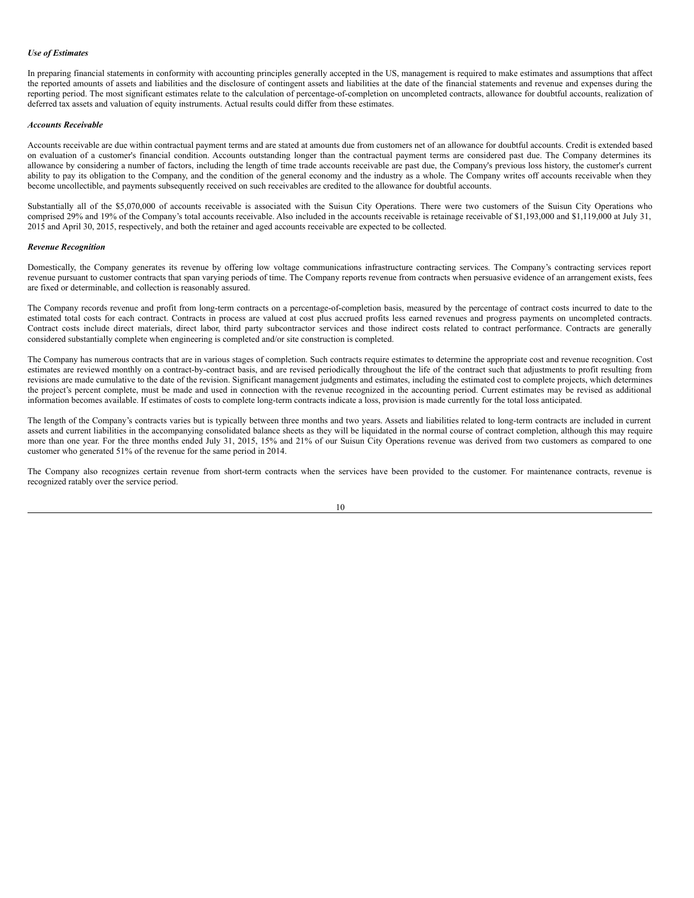*Use of Estimates*

In preparing financial statements in conformity with accounting principles generally accepted in the US, management is required to make estimates and assumptions that affect the reported amounts of assets and liabilities and the disclosure of contingent assets and liabilities at the date of the financial statements and revenue and expenses during the reporting period. The most significant estimates relate to the calculation of percentage-of-completion on uncompleted contracts, allowance for doubtful accounts, realization of deferred tax assets and valuation of equity instruments. Actual results could differ from these estimates.

*Accounts Receivable*

Accounts receivable are due within contractual payment terms and are stated at amounts due from customers net of an allowance for doubtful accounts. Credit is extended based on evaluation of a customer's financial condition. Accounts outstanding longer than the contractual payment terms are considered past due. The Company determines its allowance by considering a number of factors, including the length of time trade accounts receivable are past due, the Company's previous loss history, the customer's current ability to pay its obligation to the Company, and the condition of the general economy and the industry as a whole. The Company writes off accounts receivable when they become uncollectible, and payments subsequently received on such receivables are credited to the allowance for doubtful accounts.

Substantially all of the $5,070,000 of accounts receivable is associated with the Suisun City Operations. There were two customers of the Suisun City Operations who comprised 29% and 19% of the Company's total accounts receivable. Also included in the accounts receivable is retainage receivable of $1,193,000 and $1,119,000 at July 31, 2015 and April 30, 2015, respectively, and both the retainer and aged accounts receivable are expected to be collected.

*Revenue Recognition*

Domestically, the Company generates its revenue by offering low voltage communications infrastructure contracting services. The Company's contracting services report revenue pursuant to customer contracts that span varying periods of time. The Company reports revenue from contracts when persuasive evidence of an arrangement exists, fees are fixed or determinable, and collection is reasonably assured.

The Company records revenue and profit from long-term contracts on a percentage-of-completion basis, measured by the percentage of contract costs incurred to date to the estimated total costs for each contract. Contracts in process are valued at cost plus accrued profits less earned revenues and progress payments on uncompleted contracts. Contract costs include direct materials, direct labor, third party subcontractor services and those indirect costs related to contract performance. Contracts are generally considered substantially complete when engineering is completed and/or site construction is completed.

The Company has numerous contracts that are in various stages of completion. Such contracts require estimates to determine the appropriate cost and revenue recognition. Cost estimates are reviewed monthly on a contract-by-contract basis, and are revised periodically throughout the life of the contract such that adjustments to profit resulting from revisions are made cumulative to the date of the revision. Significant management judgments and estimates, including the estimated cost to complete projects, which determines the project's percent complete, must be made and used in connection with the revenue recognized in the accounting period. Current estimates may be revised as additional information becomes available. If estimates of costs to complete long-term contracts indicate a loss, provision is made currently for the total loss anticipated.

The length of the Company's contracts varies but is typically between three months and two years. Assets and liabilities related to long-term contracts are included in current assets and current liabilities in the accompanying consolidated balance sheets as they will be liquidated in the normal course of contract completion, although this may require more than one year. For the three months ended July 31, 2015, 15% and 21% of our Suisun City Operations revenue was derived from two customers as compared to one customer who generated 51% of the revenue for the same period in 2014.

The Company also recognizes certain revenue from short-term contracts when the services have been provided to the customer. For maintenance contracts, revenue is recognized ratably over the service period.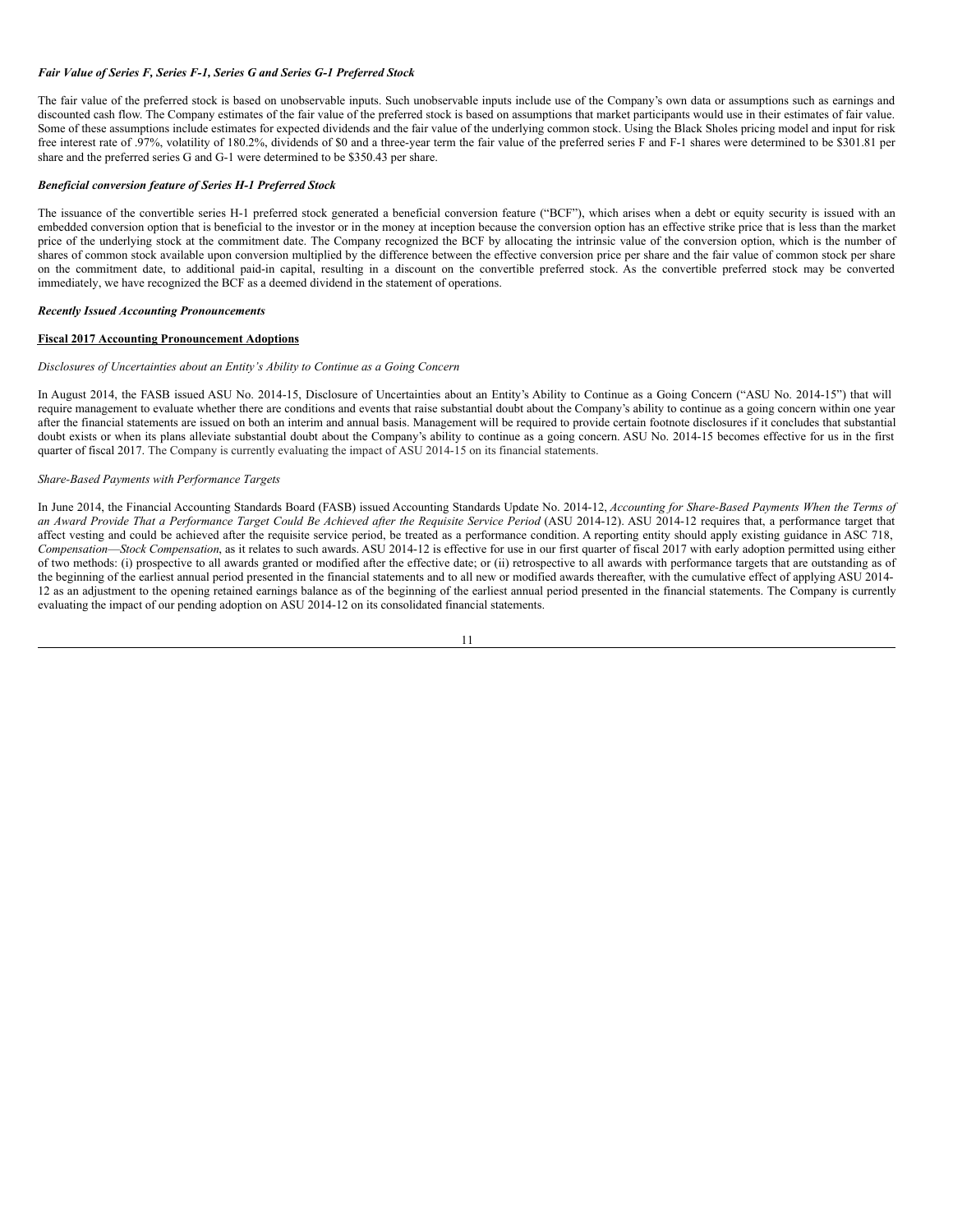*Fair Value of Series F, Series F-1, Series G and Series G-1 Preferred Stock*

The fair value of the preferred stock is based on unobservable inputs. Such unobservable inputs include use of the Company's own data or assumptions such as earnings and discounted cash flow. The Company estimates of the fair value of the preferred stock is based on assumptions that market participants would use in their estimates of fair value. Some of these assumptions include estimates for expected dividends and the fair value of the underlying common stock. Using the Black Sholes pricing model and input for risk free interest rate of .97%, volatility of 180.2%, dividends of $0 and a three-year term the fair value of the preferred series F and F-1 shares were determined to be $301.81 per share and the preferred series G and G-1 were determined to be $350.43 per share.

***Beneficial conversion feature of Series H-1 Preferred Stock***

The issuance of the convertible series H-1 preferred stock generated a beneficial conversion feature ("BCF"), which arises when a debt or equity security is issued with an embedded conversion option that is beneficial to the investor or in the money at inception because the conversion option has an effective strike price that is less than the market price of the underlying stock at the commitment date. The Company recognized the BCF by allocating the intrinsic value of the conversion option, which is the number of shares of common stock available upon conversion multiplied by the difference between the effective conversion price per share and the fair value of common stock per share on the commitment date, to additional paid-in capital, resulting in a discount on the convertible preferred stock. As the convertible preferred stock may be converted immediately, we have recognized the BCF as a deemed dividend in the statement of operations.

***Recently Issued Accounting Pronouncements***

**Fiscal 2017 Accounting Pronouncement Adoptions**

*Disclosures of Uncertainties about an Entity's Ability to Continue as a Going Concern*

In August 2014, the FASB issued ASU No. 2014-15, Disclosure of Uncertainties about an Entity's Ability to Continue as a Going Concern ("ASU No. 2014-15") that will require management to evaluate whether there are conditions and events that raise substantial doubt about the Company's ability to continue as a going concern within one year after the financial statements are issued on both an interim and annual basis. Management will be required to provide certain footnote disclosures if it concludes that substantial doubt exists or when its plans alleviate substantial doubt about the Company's ability to continue as a going concern. ASU No. 2014-15 becomes effective for us in the first quarter of fiscal 2017. The Company is currently evaluating the impact of ASU 2014-15 on its financial statements.

*Share-Based Payments with Performance Targets*

In June 2014, the Financial Accounting Standards Board (FASB) issued Accounting Standards Update No. 2014-12, *Accounting for Share-Based Payments When the Terms of an Award Provide That a Performance Target Could Be Achieved after the Requisite Service Period* (ASU 2014-12). ASU 2014-12 requires that, a performance target that affect vesting and could be achieved after the requisite service period, be treated as a performance condition. A reporting entity should apply existing guidance in ASC 718, *Compensation—Stock Compensation*, as it relates to such awards. ASU 2014-12 is effective for use in our first quarter of fiscal 2017 with early adoption permitted using either of two methods: (i) prospective to all awards granted or modified after the effective date; or (ii) retrospective to all awards with performance targets that are outstanding as of the beginning of the earliest annual period presented in the financial statements and to all new or modified awards thereafter, with the cumulative effect of applying ASU 2014-12 as an adjustment to the opening retained earnings balance as of the beginning of the earliest annual period presented in the financial statements. The Company is currently evaluating the impact of our pending adoption on ASU 2014-12 on its consolidated financial statements.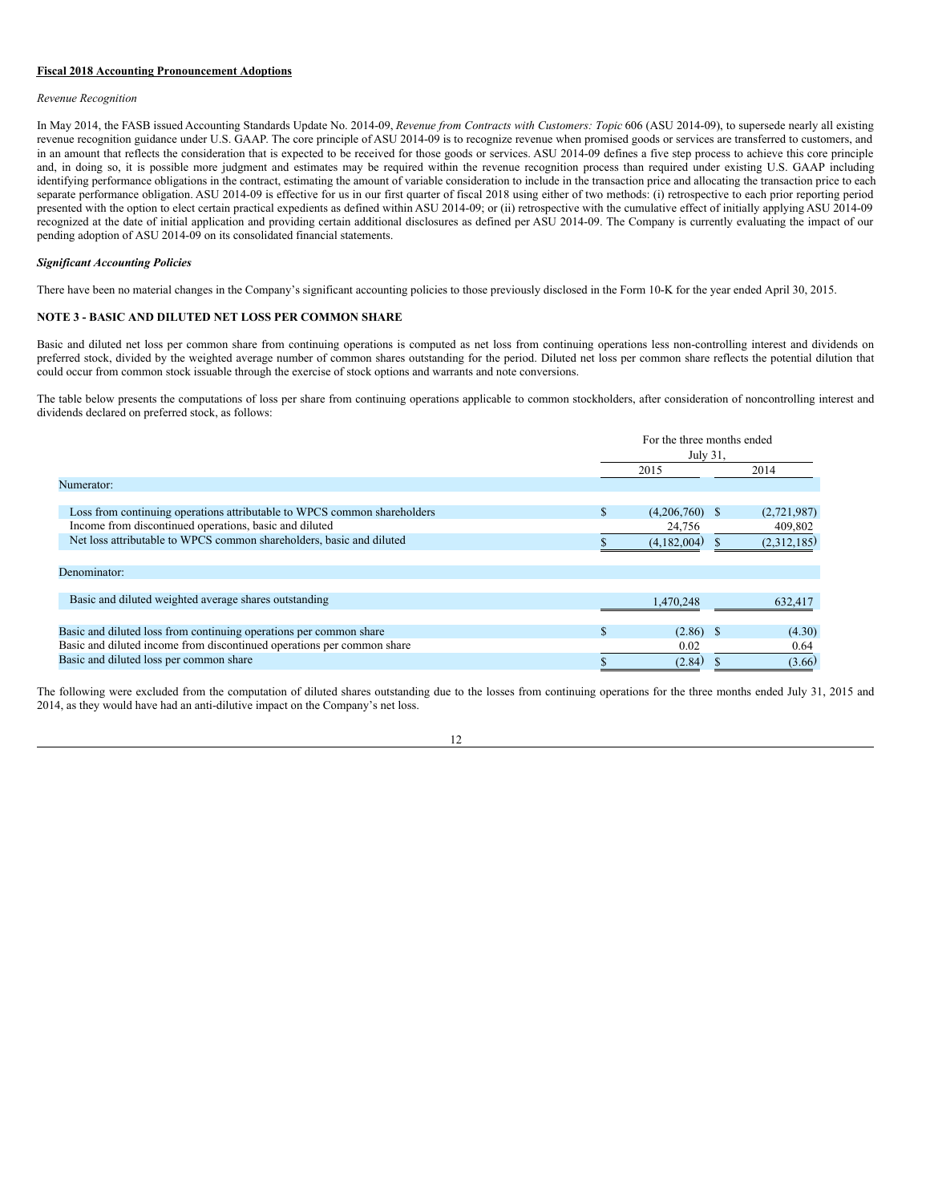**Fiscal 2018 Accounting Pronouncement Adoptions**

*Revenue Recognition*

In May 2014, the FASB issued Accounting Standards Update No. 2014-09, *Revenue from Contracts with Customers: Topic* 606 (ASU 2014-09), to supersede nearly all existing revenue recognition guidance under U.S. GAAP. The core principle of ASU 2014-09 is to recognize revenue when promised goods or services are transferred to customers, and in an amount that reflects the consideration that is expected to be received for those goods or services. ASU 2014-09 defines a five step process to achieve this core principle and, in doing so, it is possible more judgment and estimates may be required within the revenue recognition process than required under existing U.S. GAAP including identifying performance obligations in the contract, estimating the amount of variable consideration to include in the transaction price and allocating the transaction price to each separate performance obligation. ASU 2014-09 is effective for us in our first quarter of fiscal 2018 using either of two methods: (i) retrospective to each prior reporting period presented with the option to elect certain practical expedients as defined within ASU 2014-09; or (ii) retrospective with the cumulative effect of initially applying ASU 2014-09 recognized at the date of initial application and providing certain additional disclosures as defined per ASU 2014-09. The Company is currently evaluating the impact of our pending adoption of ASU 2014-09 on its consolidated financial statements.

***Significant Accounting Policies***

There have been no material changes in the Company's significant accounting policies to those previously disclosed in the Form 10-K for the year ended April 30, 2015.

**NOTE 3 - BASIC AND DILUTED NET LOSS PER COMMON SHARE**

Basic and diluted net loss per common share from continuing operations is computed as net loss from continuing operations less non-controlling interest and dividends on preferred stock, divided by the weighted average number of common shares outstanding for the period. Diluted net loss per common share reflects the potential dilution that could occur from common stock issuable through the exercise of stock options and warrants and note conversions.

The table below presents the computations of loss per share from continuing operations applicable to common stockholders, after consideration of noncontrolling interest and dividends declared on preferred stock, as follows:

| | For the three months ended July 31, | |
|---|---|---|
| | 2015 | 2014 |
| Numerator: | | |
| Loss from continuing operations attributable to WPCS common shareholders | $ (4,206,760) | $ (2,721,987) |
| Income from discontinued operations, basic and diluted | 24,756 | 409,802 |
| Net loss attributable to WPCS common shareholders, basic and diluted | $ (4,182,004) | $ (2,312,185) |
| Denominator: | | |
| Basic and diluted weighted average shares outstanding | 1,470,248 | 632,417 |
| Basic and diluted loss from continuing operations per common share | $ (2.86) | $ (4.30) |
| Basic and diluted income from discontinued operations per common share | 0.02 | 0.64 |
| Basic and diluted loss per common share | $ (2.84) | $ (3.66) |

The following were excluded from the computation of diluted shares outstanding due to the losses from continuing operations for the three months ended July 31, 2015 and 2014, as they would have had an anti-dilutive impact on the Company's net loss.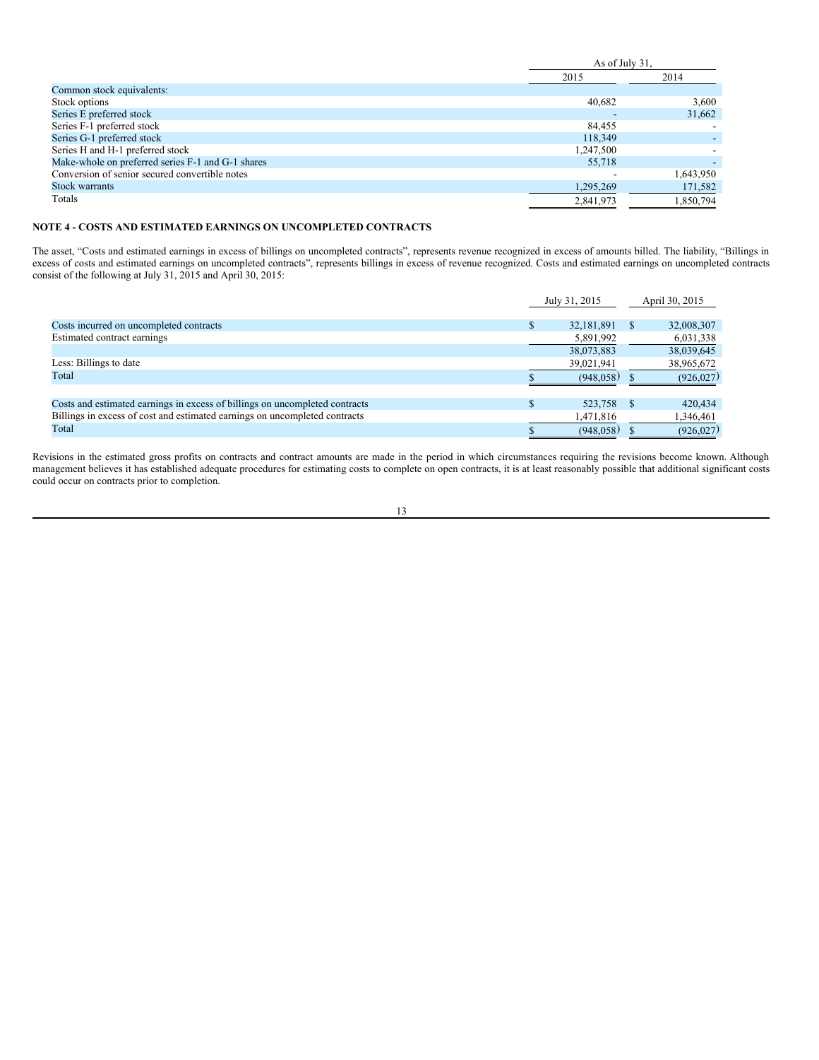| | As of July 31, | |
|---|---|---|
| | 2015 | 2014 |
| Common stock equivalents: | | |
| Stock options | 40,682 | 3,600 |
| Series E preferred stock | - | 31,662 |
| Series F-1 preferred stock | 84,455 | - |
| Series G-1 preferred stock | 118,349 | - |
| Series H and H-1 preferred stock | 1,247,500 | - |
| Make-whole on preferred series F-1 and G-1 shares | 55,718 | - |
| Conversion of senior secured convertible notes | - | 1,643,950 |
| Stock warrants | 1,295,269 | 171,582 |
| Totals | 2,841,973 | 1,850,794 |

**NOTE 4 - COSTS AND ESTIMATED EARNINGS ON UNCOMPLETED CONTRACTS**

The asset, "Costs and estimated earnings in excess of billings on uncompleted contracts", represents revenue recognized in excess of amounts billed. The liability, "Billings in excess of costs and estimated earnings on uncompleted contracts", represents billings in excess of revenue recognized. Costs and estimated earnings on uncompleted contracts consist of the following at July 31, 2015 and April 30, 2015:

| | July 31, 2015 | April 30, 2015 |
|---|---|---|
| Costs incurred on uncompleted contracts | $ 32,181,891 | $ 32,008,307 |
| Estimated contract earnings | 5,891,992 | 6,031,338 |
| | 38,073,883 | 38,039,645 |
| Less: Billings to date | 39,021,941 | 38,965,672 |
| Total | $ (948,058) | $ (926,027) |
| | | |
| Costs and estimated earnings in excess of billings on uncompleted contracts | $ 523,758 | $ 420,434 |
| Billings in excess of cost and estimated earnings on uncompleted contracts | 1,471,816 | 1,346,461 |
| Total | $ (948,058) | $ (926,027) |

Revisions in the estimated gross profits on contracts and contract amounts are made in the period in which circumstances requiring the revisions become known. Although management believes it has established adequate procedures for estimating costs to complete on open contracts, it is at least reasonably possible that additional significant costs could occur on contracts prior to completion.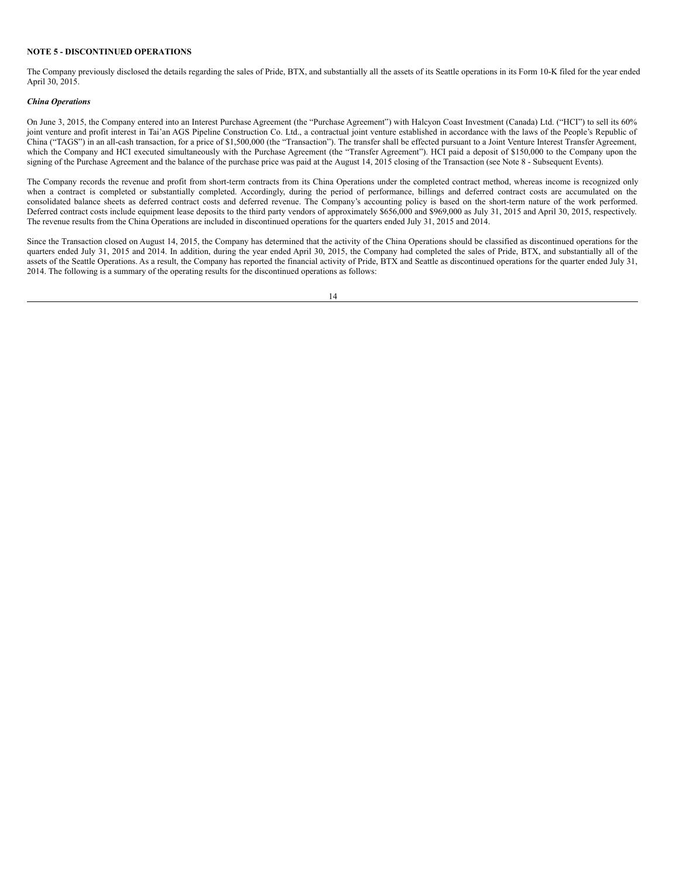**NOTE 5 - DISCONTINUED OPERATIONS**

The Company previously disclosed the details regarding the sales of Pride, BTX, and substantially all the assets of its Seattle operations in its Form 10-K filed for the year ended April 30, 2015.

***China Operations***

On June 3, 2015, the Company entered into an Interest Purchase Agreement (the "Purchase Agreement") with Halcyon Coast Investment (Canada) Ltd. ("HCI") to sell its 60% joint venture and profit interest in Tai'an AGS Pipeline Construction Co. Ltd., a contractual joint venture established in accordance with the laws of the People's Republic of China ("TAGS") in an all-cash transaction, for a price of $1,500,000 (the "Transaction"). The transfer shall be effected pursuant to a Joint Venture Interest Transfer Agreement, which the Company and HCI executed simultaneously with the Purchase Agreement (the "Transfer Agreement"). HCI paid a deposit of $150,000 to the Company upon the signing of the Purchase Agreement and the balance of the purchase price was paid at the August 14, 2015 closing of the Transaction (see Note 8 - Subsequent Events).

The Company records the revenue and profit from short-term contracts from its China Operations under the completed contract method, whereas income is recognized only when a contract is completed or substantially completed. Accordingly, during the period of performance, billings and deferred contract costs are accumulated on the consolidated balance sheets as deferred contract costs and deferred revenue. The Company's accounting policy is based on the short-term nature of the work performed. Deferred contract costs include equipment lease deposits to the third party vendors of approximately $656,000 and $969,000 as July 31, 2015 and April 30, 2015, respectively. The revenue results from the China Operations are included in discontinued operations for the quarters ended July 31, 2015 and 2014.

Since the Transaction closed on August 14, 2015, the Company has determined that the activity of the China Operations should be classified as discontinued operations for the quarters ended July 31, 2015 and 2014. In addition, during the year ended April 30, 2015, the Company had completed the sales of Pride, BTX, and substantially all of the assets of the Seattle Operations. As a result, the Company has reported the financial activity of Pride, BTX and Seattle as discontinued operations for the quarter ended July 31, 2014. The following is a summary of the operating results for the discontinued operations as follows: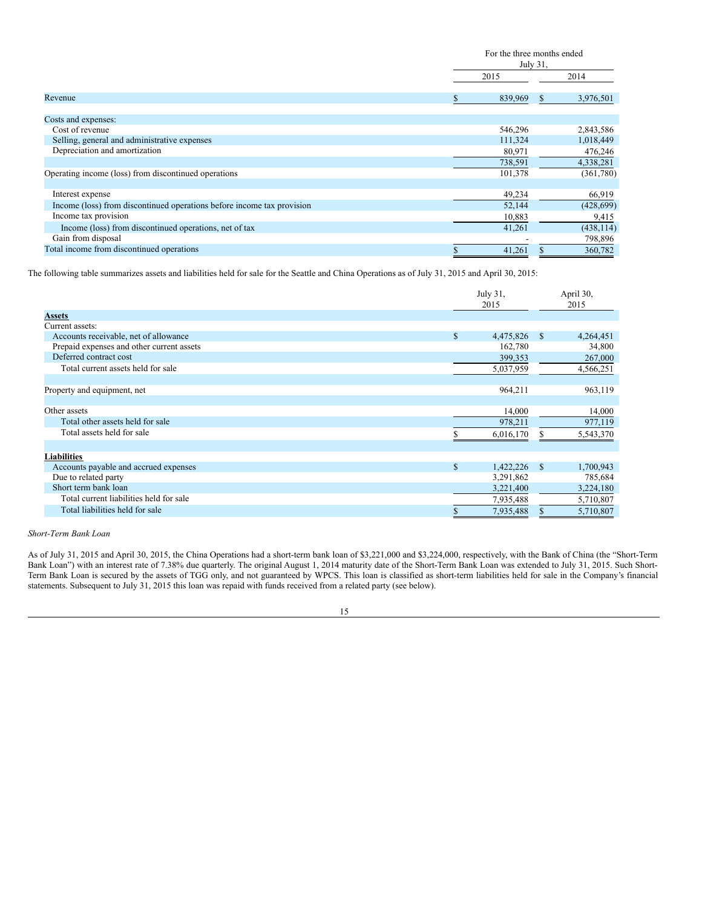| | For the three months ended July 31, | |
|---|---|---|
| | 2015 | 2014 |
| Revenue | $ 839,969 | $ 3,976,501 |
| Costs and expenses: | | |
| Cost of revenue | 546,296 | 2,843,586 |
| Selling, general and administrative expenses | 111,324 | 1,018,449 |
| Depreciation and amortization | 80,971 | 476,246 |
| | 738,591 | 4,338,281 |
| Operating income (loss) from discontinued operations | 101,378 | (361,780) |
| Interest expense | 49,234 | 66,919 |
| Income (loss) from discontinued operations before income tax provision | 52,144 | (428,699) |
| Income tax provision | 10,883 | 9,415 |
| Income (loss) from discontinued operations, net of tax | 41,261 | (438,114) |
| Gain from disposal | - | 798,896 |
| Total income from discontinued operations | $ 41,261 | $ 360,782 |

The following table summarizes assets and liabilities held for sale for the Seattle and China Operations as of July 31, 2015 and April 30, 2015:

| | July 31, 2015 | April 30, 2015 |
|---|---|---|
| **Assets** | | |
| Current assets: | | |
| Accounts receivable, net of allowance | $ 4,475,826 | $ 4,264,451 |
| Prepaid expenses and other current assets | 162,780 | 34,800 |
| Deferred contract cost | 399,353 | 267,000 |
| Total current assets held for sale | 5,037,959 | 4,566,251 |
| Property and equipment, net | 964,211 | 963,119 |
| Other assets | 14,000 | 14,000 |
| Total other assets held for sale | 978,211 | 977,119 |
| Total assets held for sale | $ 6,016,170 | $ 5,543,370 |
| **Liabilities** | | |
| Accounts payable and accrued expenses | $ 1,422,226 | $ 1,700,943 |
| Due to related party | 3,291,862 | 785,684 |
| Short term bank loan | 3,221,400 | 3,224,180 |
| Total current liabilities held for sale | 7,935,488 | 5,710,807 |
| Total liabilities held for sale | $ 7,935,488 | $ 5,710,807 |

*Short-Term Bank Loan*

As of July 31, 2015 and April 30, 2015, the China Operations had a short-term bank loan of $3,221,000 and $3,224,000, respectively, with the Bank of China (the "Short-Term Bank Loan") with an interest rate of 7.38% due quarterly. The original August 1, 2014 maturity date of the Short-Term Bank Loan was extended to July 31, 2015. Such Short-Term Bank Loan is secured by the assets of TGG only, and not guaranteed by WPCS. This loan is classified as short-term liabilities held for sale in the Company's financial statements. Subsequent to July 31, 2015 this loan was repaid with funds received from a related party (see below).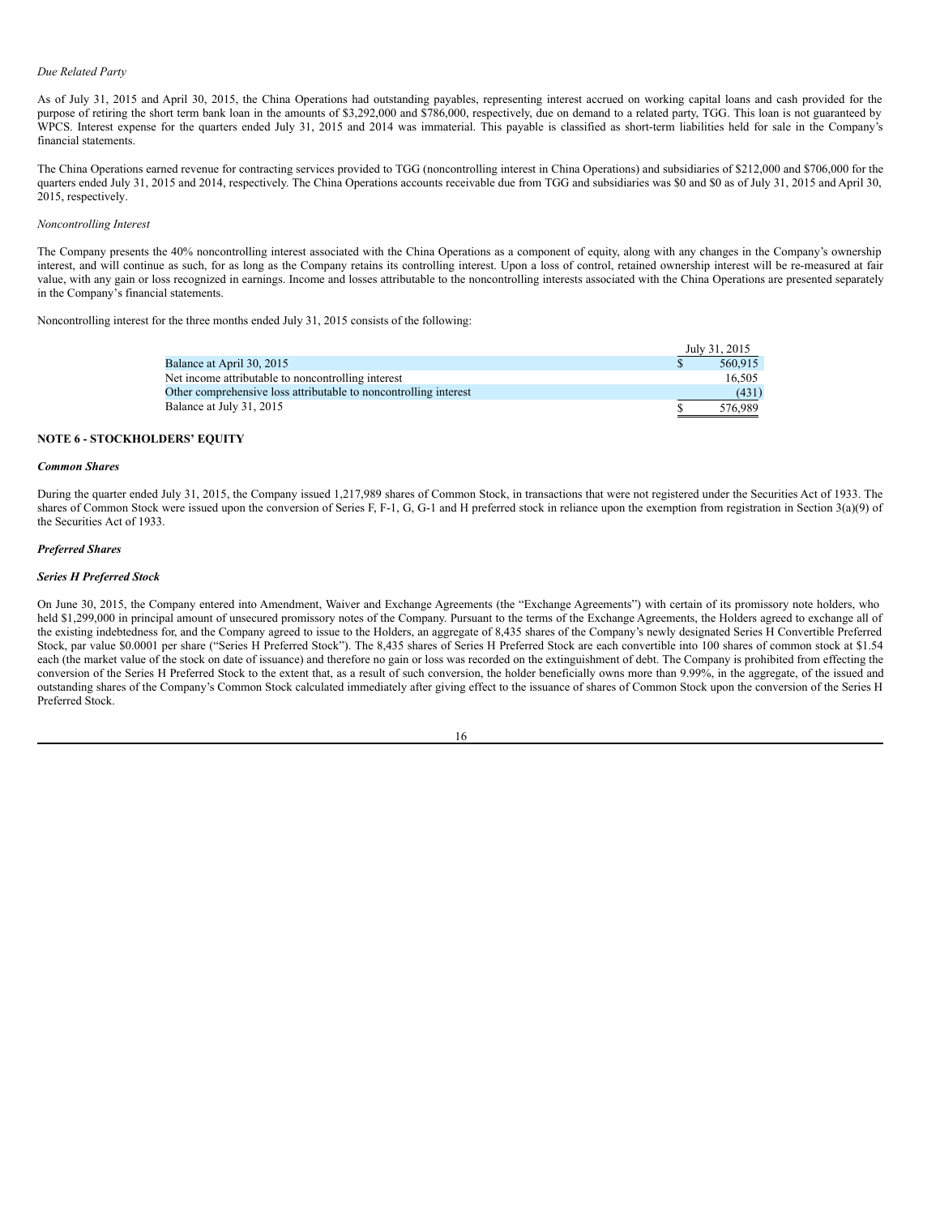*Due Related Party*

As of July 31, 2015 and April 30, 2015, the China Operations had outstanding payables, representing interest accrued on working capital loans and cash provided for the purpose of retiring the short term bank loan in the amounts of $3,292,000 and $786,000, respectively, due on demand to a related party, TGG. This loan is not guaranteed by WPCS. Interest expense for the quarters ended July 31, 2015 and 2014 was immaterial. This payable is classified as short-term liabilities held for sale in the Company's financial statements.

The China Operations earned revenue for contracting services provided to TGG (noncontrolling interest in China Operations) and subsidiaries of $212,000 and $706,000 for the quarters ended July 31, 2015 and 2014, respectively. The China Operations accounts receivable due from TGG and subsidiaries was $0 and $0 as of July 31, 2015 and April 30, 2015, respectively.

*Noncontrolling Interest*

The Company presents the 40% noncontrolling interest associated with the China Operations as a component of equity, along with any changes in the Company's ownership interest, and will continue as such, for as long as the Company retains its controlling interest. Upon a loss of control, retained ownership interest will be re-measured at fair value, with any gain or loss recognized in earnings. Income and losses attributable to the noncontrolling interests associated with the China Operations are presented separately in the Company's financial statements.

Noncontrolling interest for the three months ended July 31, 2015 consists of the following:

| | July 31, 2015 |
|---|---|
| Balance at April 30, 2015 | $ 560,915 |
| Net income attributable to noncontrolling interest | 16,505 |
| Other comprehensive loss attributable to noncontrolling interest | (431) |
| Balance at July 31, 2015 | $ 576,989 |

**NOTE 6 - STOCKHOLDERS' EQUITY**

***Common Shares***

During the quarter ended July 31, 2015, the Company issued 1,217,989 shares of Common Stock, in transactions that were not registered under the Securities Act of 1933. The shares of Common Stock were issued upon the conversion of Series F, F-1, G, G-1 and H preferred stock in reliance upon the exemption from registration in Section 3(a)(9) of the Securities Act of 1933.

***Preferred Shares***

***Series H Preferred Stock***

On June 30, 2015, the Company entered into Amendment, Waiver and Exchange Agreements (the "Exchange Agreements") with certain of its promissory note holders, who held $1,299,000 in principal amount of unsecured promissory notes of the Company. Pursuant to the terms of the Exchange Agreements, the Holders agreed to exchange all of the existing indebtedness for, and the Company agreed to issue to the Holders, an aggregate of 8,435 shares of the Company's newly designated Series H Convertible Preferred Stock, par value $0.0001 per share ("Series H Preferred Stock"). The 8,435 shares of Series H Preferred Stock are each convertible into 100 shares of common stock at $1.54 each (the market value of the stock on date of issuance) and therefore no gain or loss was recorded on the extinguishment of debt. The Company is prohibited from effecting the conversion of the Series H Preferred Stock to the extent that, as a result of such conversion, the holder beneficially owns more than 9.99%, in the aggregate, of the issued and outstanding shares of the Company's Common Stock calculated immediately after giving effect to the issuance of shares of Common Stock upon the conversion of the Series H Preferred Stock.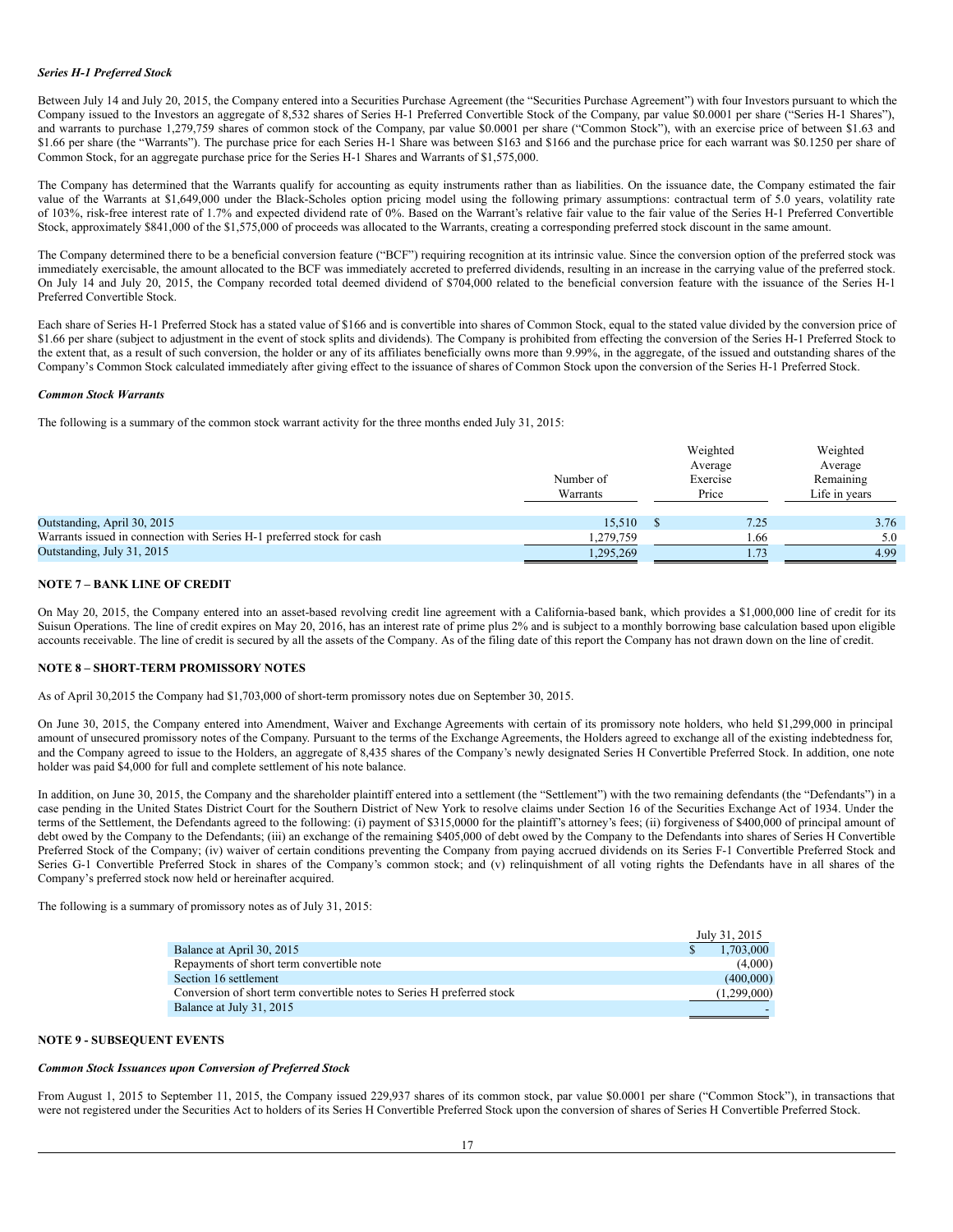***Series H-1 Preferred Stock***

Between July 14 and July 20, 2015, the Company entered into a Securities Purchase Agreement (the "Securities Purchase Agreement") with four Investors pursuant to which the Company issued to the Investors an aggregate of 8,532 shares of Series H-1 Preferred Convertible Stock of the Company, par value $0.0001 per share ("Series H-1 Shares"), and warrants to purchase 1,279,759 shares of common stock of the Company, par value $0.0001 per share ("Common Stock"), with an exercise price of between $1.63 and $1.66 per share (the "Warrants"). The purchase price for each Series H-1 Share was between $163 and $166 and the purchase price for each warrant was $0.1250 per share of Common Stock, for an aggregate purchase price for the Series H-1 Shares and Warrants of $1,575,000.

The Company has determined that the Warrants qualify for accounting as equity instruments rather than as liabilities. On the issuance date, the Company estimated the fair value of the Warrants at $1,649,000 under the Black-Scholes option pricing model using the following primary assumptions: contractual term of 5.0 years, volatility rate of 103%, risk-free interest rate of 1.7% and expected dividend rate of 0%. Based on the Warrant's relative fair value to the fair value of the Series H-1 Preferred Convertible Stock, approximately $841,000 of the $1,575,000 of proceeds was allocated to the Warrants, creating a corresponding preferred stock discount in the same amount.

The Company determined there to be a beneficial conversion feature ("BCF") requiring recognition at its intrinsic value. Since the conversion option of the preferred stock was immediately exercisable, the amount allocated to the BCF was immediately accreted to preferred dividends, resulting in an increase in the carrying value of the preferred stock. On July 14 and July 20, 2015, the Company recorded total deemed dividend of $704,000 related to the beneficial conversion feature with the issuance of the Series H-1 Preferred Convertible Stock.

Each share of Series H-1 Preferred Stock has a stated value of $166 and is convertible into shares of Common Stock, equal to the stated value divided by the conversion price of $1.66 per share (subject to adjustment in the event of stock splits and dividends). The Company is prohibited from effecting the conversion of the Series H-1 Preferred Stock to the extent that, as a result of such conversion, the holder or any of its affiliates beneficially owns more than 9.99%, in the aggregate, of the issued and outstanding shares of the Company's Common Stock calculated immediately after giving effect to the issuance of shares of Common Stock upon the conversion of the Series H-1 Preferred Stock.

***Common Stock Warrants***

The following is a summary of the common stock warrant activity for the three months ended July 31, 2015:

| | Number of Warrants | Weighted Average Exercise Price | Weighted Average Remaining Life in years |
|---|---|---|---|
| Outstanding, April 30, 2015 | 15,510 | $ 7.25 | 3.76 |
| Warrants issued in connection with Series H-1 preferred stock for cash | 1,279,759 | 1.66 | 5.0 |
| Outstanding, July 31, 2015 | 1,295,269 | 1.73 | 4.99 |

**NOTE 7 – BANK LINE OF CREDIT**

On May 20, 2015, the Company entered into an asset-based revolving credit line agreement with a California-based bank, which provides a $1,000,000 line of credit for its Suisun Operations. The line of credit expires on May 20, 2016, has an interest rate of prime plus 2% and is subject to a monthly borrowing base calculation based upon eligible accounts receivable. The line of credit is secured by all the assets of the Company. As of the filing date of this report the Company has not drawn down on the line of credit.

**NOTE 8 – SHORT-TERM PROMISSORY NOTES**

As of April 30,2015 the Company had $1,703,000 of short-term promissory notes due on September 30, 2015.

On June 30, 2015, the Company entered into Amendment, Waiver and Exchange Agreements with certain of its promissory note holders, who held $1,299,000 in principal amount of unsecured promissory notes of the Company. Pursuant to the terms of the Exchange Agreements, the Holders agreed to exchange all of the existing indebtedness for, and the Company agreed to issue to the Holders, an aggregate of 8,435 shares of the Company's newly designated Series H Convertible Preferred Stock. In addition, one note holder was paid $4,000 for full and complete settlement of his note balance.

In addition, on June 30, 2015, the Company and the shareholder plaintiff entered into a settlement (the "Settlement") with the two remaining defendants (the "Defendants") in a case pending in the United States District Court for the Southern District of New York to resolve claims under Section 16 of the Securities Exchange Act of 1934. Under the terms of the Settlement, the Defendants agreed to the following: (i) payment of $315,0000 for the plaintiff's attorney's fees; (ii) forgiveness of $400,000 of principal amount of debt owed by the Company to the Defendants; (iii) an exchange of the remaining $405,000 of debt owed by the Company to the Defendants into shares of Series H Convertible Preferred Stock of the Company; (iv) waiver of certain conditions preventing the Company from paying accrued dividends on its Series F-1 Convertible Preferred Stock and Series G-1 Convertible Preferred Stock in shares of the Company's common stock; and (v) relinquishment of all voting rights the Defendants have in all shares of the Company's preferred stock now held or hereinafter acquired.

The following is a summary of promissory notes as of July 31, 2015:

| | July 31, 2015 |
|---|---|
| Balance at April 30, 2015 | $ 1,703,000 |
| Repayments of short term convertible note | (4,000) |
| Section 16 settlement | (400,000) |
| Conversion of short term convertible notes to Series H preferred stock | (1,299,000) |
| Balance at July 31, 2015 | - |

**NOTE 9 - SUBSEQUENT EVENTS**

***Common Stock Issuances upon Conversion of Preferred Stock***

From August 1, 2015 to September 11, 2015, the Company issued 229,937 shares of its common stock, par value $0.0001 per share ("Common Stock"), in transactions that were not registered under the Securities Act to holders of its Series H Convertible Preferred Stock upon the conversion of shares of Series H Convertible Preferred Stock.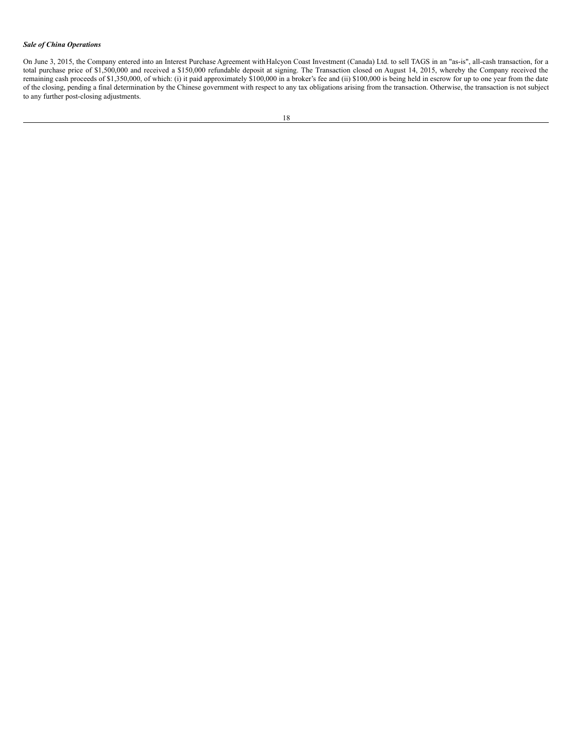***Sale of China Operations***

On June 3, 2015, the Company entered into an Interest Purchase Agreement with Halcyon Coast Investment (Canada) Ltd. to sell TAGS in an "as-is", all-cash transaction, for a total purchase price of $1,500,000 and received a $150,000 refundable deposit at signing. The Transaction closed on August 14, 2015, whereby the Company received the remaining cash proceeds of $1,350,000, of which: (i) it paid approximately $100,000 in a broker's fee and (ii) $100,000 is being held in escrow for up to one year from the date of the closing, pending a final determination by the Chinese government with respect to any tax obligations arising from the transaction. Otherwise, the transaction is not subject to any further post-closing adjustments.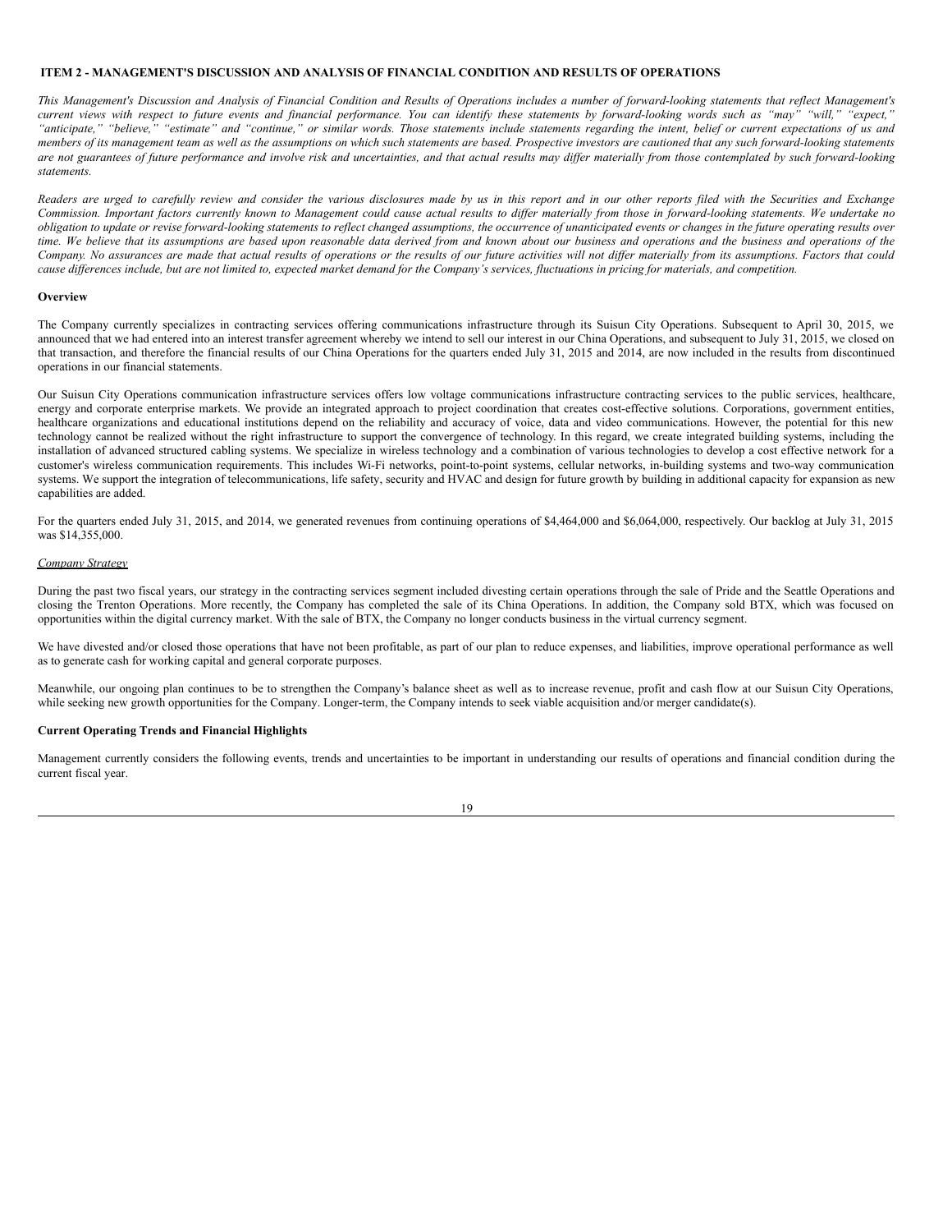## ITEM 2 - MANAGEMENT'S DISCUSSION AND ANALYSIS OF FINANCIAL CONDITION AND RESULTS OF OPERATIONS

*This Management's Discussion and Analysis of Financial Condition and Results of Operations includes a number of forward-looking statements that reflect Management's current views with respect to future events and financial performance. You can identify these statements by forward-looking words such as "may" "will," "expect," "anticipate," "believe," "estimate" and "continue," or similar words. Those statements include statements regarding the intent, belief or current expectations of us and members of its management team as well as the assumptions on which such statements are based. Prospective investors are cautioned that any such forward-looking statements are not guarantees of future performance and involve risk and uncertainties, and that actual results may differ materially from those contemplated by such forward-looking statements.*

*Readers are urged to carefully review and consider the various disclosures made by us in this report and in our other reports filed with the Securities and Exchange Commission. Important factors currently known to Management could cause actual results to differ materially from those in forward-looking statements. We undertake no obligation to update or revise forward-looking statements to reflect changed assumptions, the occurrence of unanticipated events or changes in the future operating results over time. We believe that its assumptions are based upon reasonable data derived from and known about our business and operations and the business and operations of the Company. No assurances are made that actual results of operations or the results of our future activities will not differ materially from its assumptions. Factors that could cause differences include, but are not limited to, expected market demand for the Company's services, fluctuations in pricing for materials, and competition.*

**Overview**

The Company currently specializes in contracting services offering communications infrastructure through its Suisun City Operations. Subsequent to April 30, 2015, we announced that we had entered into an interest transfer agreement whereby we intend to sell our interest in our China Operations, and subsequent to July 31, 2015, we closed on that transaction, and therefore the financial results of our China Operations for the quarters ended July 31, 2015 and 2014, are now included in the results from discontinued operations in our financial statements.

Our Suisun City Operations communication infrastructure services offers low voltage communications infrastructure contracting services to the public services, healthcare, energy and corporate enterprise markets. We provide an integrated approach to project coordination that creates cost-effective solutions. Corporations, government entities, healthcare organizations and educational institutions depend on the reliability and accuracy of voice, data and video communications. However, the potential for this new technology cannot be realized without the right infrastructure to support the convergence of technology. In this regard, we create integrated building systems, including the installation of advanced structured cabling systems. We specialize in wireless technology and a combination of various technologies to develop a cost effective network for a customer's wireless communication requirements. This includes Wi-Fi networks, point-to-point systems, cellular networks, in-building systems and two-way communication systems. We support the integration of telecommunications, life safety, security and HVAC and design for future growth by building in additional capacity for expansion as new capabilities are added.

For the quarters ended July 31, 2015, and 2014, we generated revenues from continuing operations of $4,464,000 and $6,064,000, respectively. Our backlog at July 31, 2015 was $14,355,000.

*Company Strategy*

During the past two fiscal years, our strategy in the contracting services segment included divesting certain operations through the sale of Pride and the Seattle Operations and closing the Trenton Operations. More recently, the Company has completed the sale of its China Operations. In addition, the Company sold BTX, which was focused on opportunities within the digital currency market. With the sale of BTX, the Company no longer conducts business in the virtual currency segment.

We have divested and/or closed those operations that have not been profitable, as part of our plan to reduce expenses, and liabilities, improve operational performance as well as to generate cash for working capital and general corporate purposes.

Meanwhile, our ongoing plan continues to be to strengthen the Company's balance sheet as well as to increase revenue, profit and cash flow at our Suisun City Operations, while seeking new growth opportunities for the Company. Longer-term, the Company intends to seek viable acquisition and/or merger candidate(s).

**Current Operating Trends and Financial Highlights**

Management currently considers the following events, trends and uncertainties to be important in understanding our results of operations and financial condition during the current fiscal year.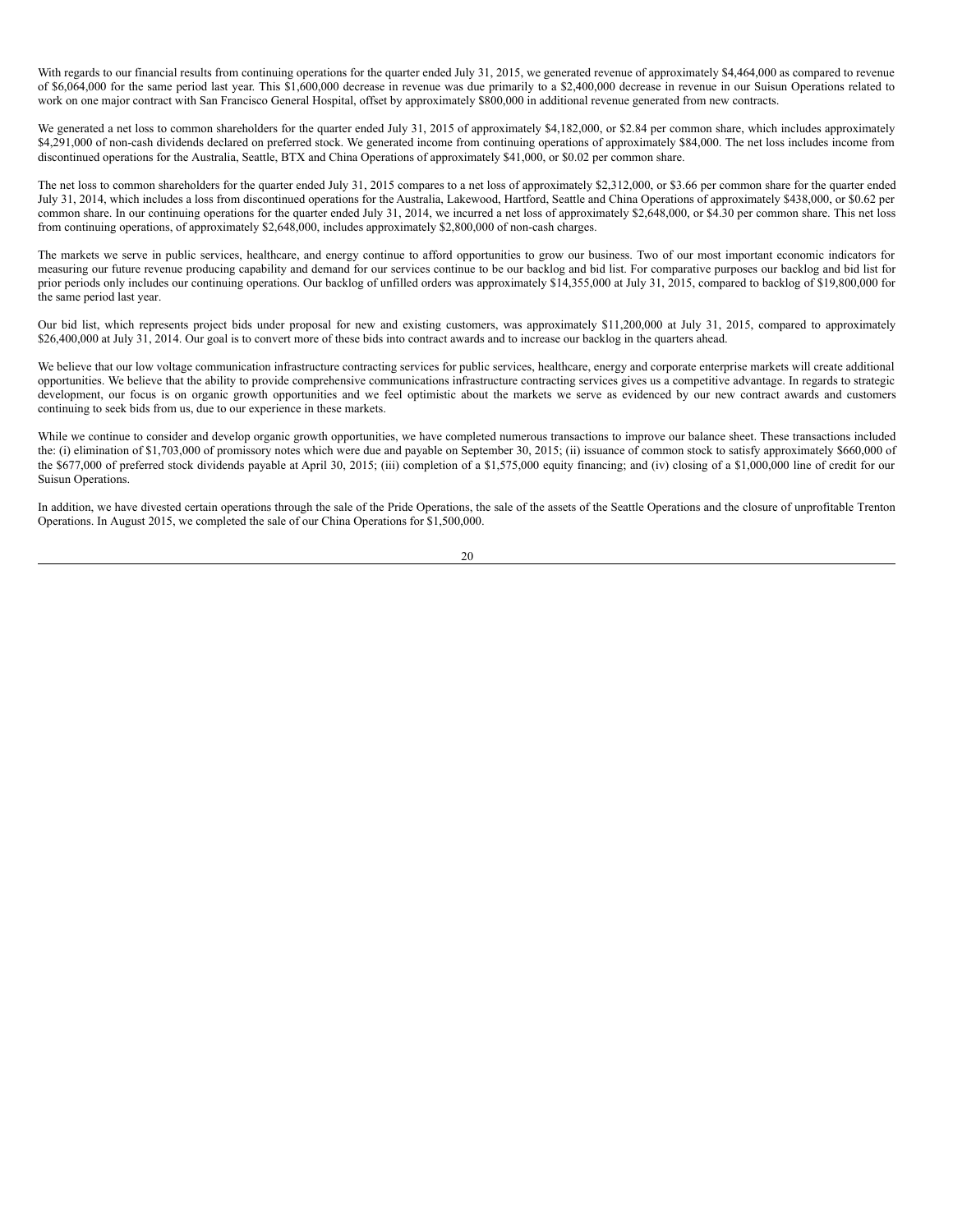With regards to our financial results from continuing operations for the quarter ended July 31, 2015, we generated revenue of approximately $4,464,000 as compared to revenue of $6,064,000 for the same period last year. This $1,600,000 decrease in revenue was due primarily to a $2,400,000 decrease in revenue in our Suisun Operations related to work on one major contract with San Francisco General Hospital, offset by approximately $800,000 in additional revenue generated from new contracts.

We generated a net loss to common shareholders for the quarter ended July 31, 2015 of approximately $4,182,000, or $2.84 per common share, which includes approximately $4,291,000 of non-cash dividends declared on preferred stock. We generated income from continuing operations of approximately $84,000. The net loss includes income from discontinued operations for the Australia, Seattle, BTX and China Operations of approximately $41,000, or $0.02 per common share.

The net loss to common shareholders for the quarter ended July 31, 2015 compares to a net loss of approximately $2,312,000, or $3.66 per common share for the quarter ended July 31, 2014, which includes a loss from discontinued operations for the Australia, Lakewood, Hartford, Seattle and China Operations of approximately $438,000, or $0.62 per common share. In our continuing operations for the quarter ended July 31, 2014, we incurred a net loss of approximately $2,648,000, or $4.30 per common share. This net loss from continuing operations, of approximately $2,648,000, includes approximately $2,800,000 of non-cash charges.

The markets we serve in public services, healthcare, and energy continue to afford opportunities to grow our business. Two of our most important economic indicators for measuring our future revenue producing capability and demand for our services continue to be our backlog and bid list. For comparative purposes our backlog and bid list for prior periods only includes our continuing operations. Our backlog of unfilled orders was approximately $14,355,000 at July 31, 2015, compared to backlog of $19,800,000 for the same period last year.

Our bid list, which represents project bids under proposal for new and existing customers, was approximately $11,200,000 at July 31, 2015, compared to approximately $26,400,000 at July 31, 2014. Our goal is to convert more of these bids into contract awards and to increase our backlog in the quarters ahead.

We believe that our low voltage communication infrastructure contracting services for public services, healthcare, energy and corporate enterprise markets will create additional opportunities. We believe that the ability to provide comprehensive communications infrastructure contracting services gives us a competitive advantage. In regards to strategic development, our focus is on organic growth opportunities and we feel optimistic about the markets we serve as evidenced by our new contract awards and customers continuing to seek bids from us, due to our experience in these markets.

While we continue to consider and develop organic growth opportunities, we have completed numerous transactions to improve our balance sheet. These transactions included the: (i) elimination of $1,703,000 of promissory notes which were due and payable on September 30, 2015; (ii) issuance of common stock to satisfy approximately $660,000 of the $677,000 of preferred stock dividends payable at April 30, 2015; (iii) completion of a $1,575,000 equity financing; and (iv) closing of a $1,000,000 line of credit for our Suisun Operations.

In addition, we have divested certain operations through the sale of the Pride Operations, the sale of the assets of the Seattle Operations and the closure of unprofitable Trenton Operations. In August 2015, we completed the sale of our China Operations for $1,500,000.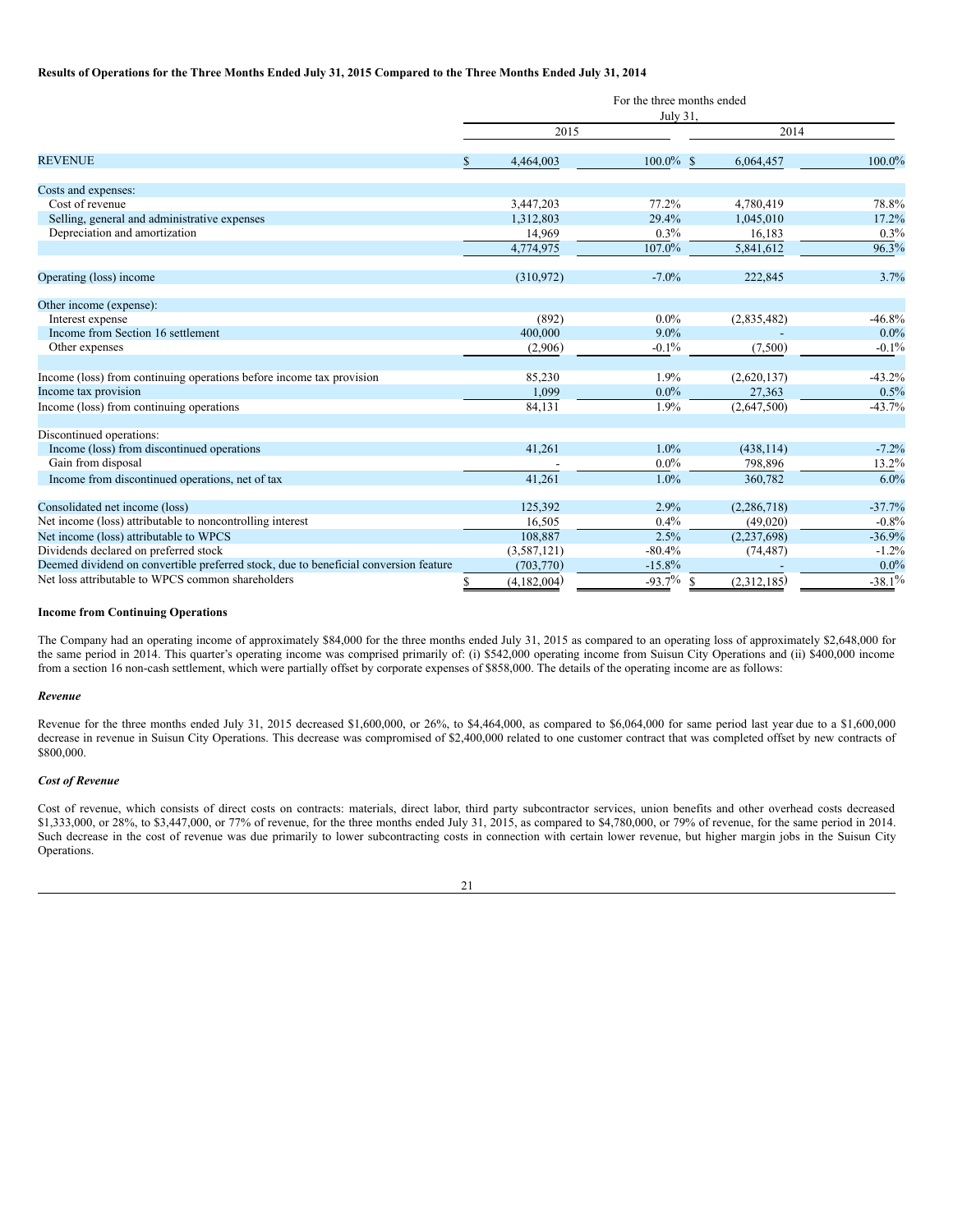**Results of Operations for the Three Months Ended July 31, 2015 Compared to the Three Months Ended July 31, 2014**

| | For the three months ended July 31, | | | |
|---|---|---|---|---|
| | 2015 | | 2014 | |
| REVENUE | $ 4,464,003 | 100.0% | $ 6,064,457 | 100.0% |
| Costs and expenses: | | | | |
| Cost of revenue | 3,447,203 | 77.2% | 4,780,419 | 78.8% |
| Selling, general and administrative expenses | 1,312,803 | 29.4% | 1,045,010 | 17.2% |
| Depreciation and amortization | 14,969 | 0.3% | 16,183 | 0.3% |
| | 4,774,975 | 107.0% | 5,841,612 | 96.3% |
| Operating (loss) income | (310,972) | -7.0% | 222,845 | 3.7% |
| Other income (expense): | | | | |
| Interest expense | (892) | 0.0% | (2,835,482) | -46.8% |
| Income from Section 16 settlement | 400,000 | 9.0% | - | 0.0% |
| Other expenses | (2,906) | -0.1% | (7,500) | -0.1% |
| Income (loss) from continuing operations before income tax provision | 85,230 | 1.9% | (2,620,137) | -43.2% |
| Income tax provision | 1,099 | 0.0% | 27,363 | 0.5% |
| Income (loss) from continuing operations | 84,131 | 1.9% | (2,647,500) | -43.7% |
| Discontinued operations: | | | | |
| Income (loss) from discontinued operations | 41,261 | 1.0% | (438,114) | -7.2% |
| Gain from disposal | - | 0.0% | 798,896 | 13.2% |
| Income from discontinued operations, net of tax | 41,261 | 1.0% | 360,782 | 6.0% |
| Consolidated net income (loss) | 125,392 | 2.9% | (2,286,718) | -37.7% |
| Net income (loss) attributable to noncontrolling interest | 16,505 | 0.4% | (49,020) | -0.8% |
| Net income (loss) attributable to WPCS | 108,887 | 2.5% | (2,237,698) | -36.9% |
| Dividends declared on preferred stock | (3,587,121) | -80.4% | (74,487) | -1.2% |
| Deemed dividend on convertible preferred stock, due to beneficial conversion feature | (703,770) | -15.8% | - | 0.0% |
| Net loss attributable to WPCS common shareholders | $ (4,182,004) | -93.7% | $ (2,312,185) | -38.1% |

**Income from Continuing Operations**

The Company had an operating income of approximately $84,000 for the three months ended July 31, 2015 as compared to an operating loss of approximately $2,648,000 for the same period in 2014. This quarter's operating income was comprised primarily of: (i) $542,000 operating income from Suisun City Operations and (ii) $400,000 income from a section 16 non-cash settlement, which were partially offset by corporate expenses of $858,000. The details of the operating income are as follows:

***Revenue***

Revenue for the three months ended July 31, 2015 decreased $1,600,000, or 26%, to $4,464,000, as compared to $6,064,000 for same period last year due to a $1,600,000 decrease in revenue in Suisun City Operations. This decrease was compromised of $2,400,000 related to one customer contract that was completed offset by new contracts of $800,000.

***Cost of Revenue***

Cost of revenue, which consists of direct costs on contracts: materials, direct labor, third party subcontractor services, union benefits and other overhead costs decreased $1,333,000, or 28%, to $3,447,000, or 77% of revenue, for the three months ended July 31, 2015, as compared to $4,780,000, or 79% of revenue, for the same period in 2014. Such decrease in the cost of revenue was due primarily to lower subcontracting costs in connection with certain lower revenue, but higher margin jobs in the Suisun City Operations.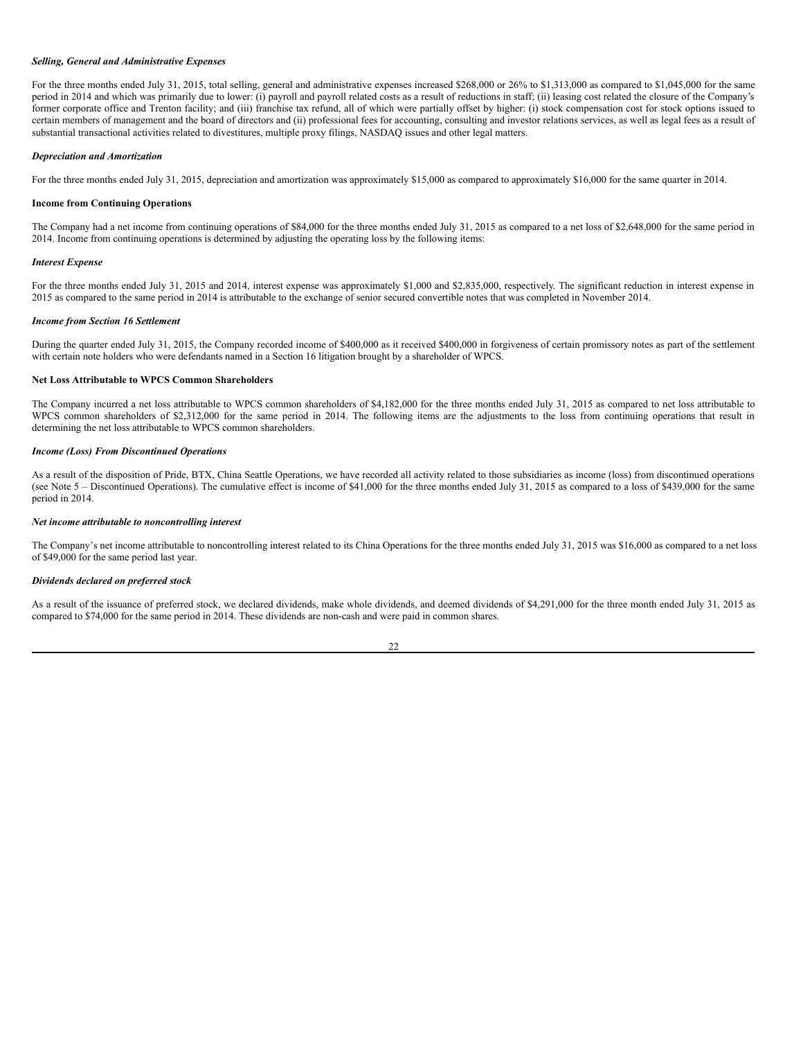*Selling, General and Administrative Expenses*

For the three months ended July 31, 2015, total selling, general and administrative expenses increased $268,000 or 26% to $1,313,000 as compared to $1,045,000 for the same period in 2014 and which was primarily due to lower: (i) payroll and payroll related costs as a result of reductions in staff; (ii) leasing cost related the closure of the Company's former corporate office and Trenton facility; and (iii) franchise tax refund, all of which were partially offset by higher: (i) stock compensation cost for stock options issued to certain members of management and the board of directors and (ii) professional fees for accounting, consulting and investor relations services, as well as legal fees as a result of substantial transactional activities related to divestitures, multiple proxy filings, NASDAQ issues and other legal matters.

*Depreciation and Amortization*

For the three months ended July 31, 2015, depreciation and amortization was approximately $15,000 as compared to approximately $16,000 for the same quarter in 2014.

**Income from Continuing Operations**

The Company had a net income from continuing operations of $84,000 for the three months ended July 31, 2015 as compared to a net loss of $2,648,000 for the same period in 2014. Income from continuing operations is determined by adjusting the operating loss by the following items:

*Interest Expense*

For the three months ended July 31, 2015 and 2014, interest expense was approximately $1,000 and $2,835,000, respectively. The significant reduction in interest expense in 2015 as compared to the same period in 2014 is attributable to the exchange of senior secured convertible notes that was completed in November 2014.

*Income from Section 16 Settlement*

During the quarter ended July 31, 2015, the Company recorded income of $400,000 as it received $400,000 in forgiveness of certain promissory notes as part of the settlement with certain note holders who were defendants named in a Section 16 litigation brought by a shareholder of WPCS.

**Net Loss Attributable to WPCS Common Shareholders**

The Company incurred a net loss attributable to WPCS common shareholders of $4,182,000 for the three months ended July 31, 2015 as compared to net loss attributable to WPCS common shareholders of $2,312,000 for the same period in 2014. The following items are the adjustments to the loss from continuing operations that result in determining the net loss attributable to WPCS common shareholders.

*Income (Loss) From Discontinued Operations*

As a result of the disposition of Pride, BTX, China Seattle Operations, we have recorded all activity related to those subsidiaries as income (loss) from discontinued operations (see Note 5 – Discontinued Operations). The cumulative effect is income of $41,000 for the three months ended July 31, 2015 as compared to a loss of $439,000 for the same period in 2014.

*Net income attributable to noncontrolling interest*

The Company's net income attributable to noncontrolling interest related to its China Operations for the three months ended July 31, 2015 was $16,000 as compared to a net loss of $49,000 for the same period last year.

*Dividends declared on preferred stock*

As a result of the issuance of preferred stock, we declared dividends, make whole dividends, and deemed dividends of $4,291,000 for the three month ended July 31, 2015 as compared to $74,000 for the same period in 2014. These dividends are non-cash and were paid in common shares.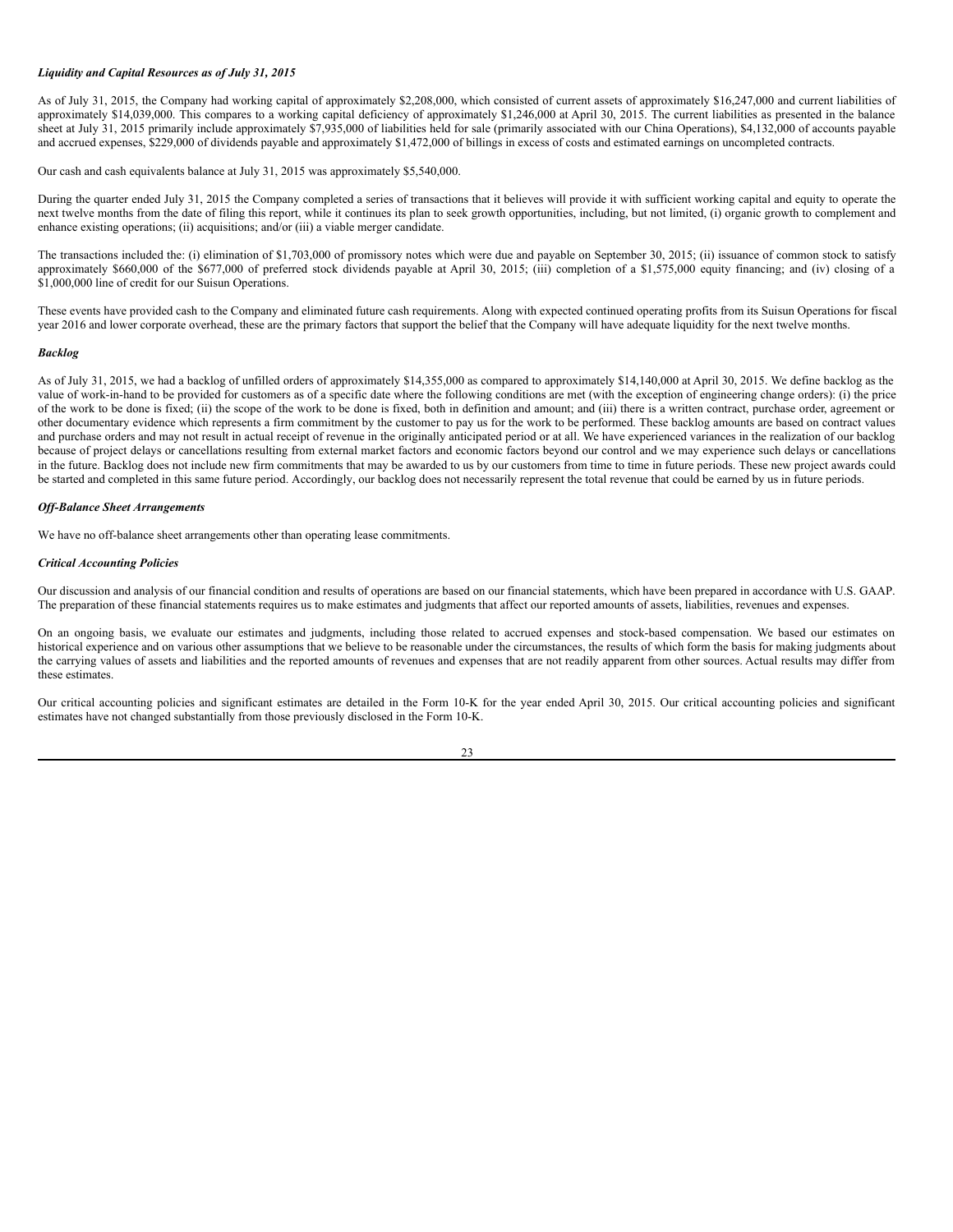***Liquidity and Capital Resources as of July 31, 2015***

As of July 31, 2015, the Company had working capital of approximately $2,208,000, which consisted of current assets of approximately $16,247,000 and current liabilities of approximately $14,039,000. This compares to a working capital deficiency of approximately $1,246,000 at April 30, 2015. The current liabilities as presented in the balance sheet at July 31, 2015 primarily include approximately $7,935,000 of liabilities held for sale (primarily associated with our China Operations), $4,132,000 of accounts payable and accrued expenses, $229,000 of dividends payable and approximately $1,472,000 of billings in excess of costs and estimated earnings on uncompleted contracts.

Our cash and cash equivalents balance at July 31, 2015 was approximately $5,540,000.

During the quarter ended July 31, 2015 the Company completed a series of transactions that it believes will provide it with sufficient working capital and equity to operate the next twelve months from the date of filing this report, while it continues its plan to seek growth opportunities, including, but not limited, (i) organic growth to complement and enhance existing operations; (ii) acquisitions; and/or (iii) a viable merger candidate.

The transactions included the: (i) elimination of $1,703,000 of promissory notes which were due and payable on September 30, 2015; (ii) issuance of common stock to satisfy approximately $660,000 of the $677,000 of preferred stock dividends payable at April 30, 2015; (iii) completion of a $1,575,000 equity financing; and (iv) closing of a $1,000,000 line of credit for our Suisun Operations.

These events have provided cash to the Company and eliminated future cash requirements. Along with expected continued operating profits from its Suisun Operations for fiscal year 2016 and lower corporate overhead, these are the primary factors that support the belief that the Company will have adequate liquidity for the next twelve months.

***Backlog***

As of July 31, 2015, we had a backlog of unfilled orders of approximately $14,355,000 as compared to approximately $14,140,000 at April 30, 2015. We define backlog as the value of work-in-hand to be provided for customers as of a specific date where the following conditions are met (with the exception of engineering change orders): (i) the price of the work to be done is fixed; (ii) the scope of the work to be done is fixed, both in definition and amount; and (iii) there is a written contract, purchase order, agreement or other documentary evidence which represents a firm commitment by the customer to pay us for the work to be performed. These backlog amounts are based on contract values and purchase orders and may not result in actual receipt of revenue in the originally anticipated period or at all. We have experienced variances in the realization of our backlog because of project delays or cancellations resulting from external market factors and economic factors beyond our control and we may experience such delays or cancellations in the future. Backlog does not include new firm commitments that may be awarded to us by our customers from time to time in future periods. These new project awards could be started and completed in this same future period. Accordingly, our backlog does not necessarily represent the total revenue that could be earned by us in future periods.

***Off-Balance Sheet Arrangements***

We have no off-balance sheet arrangements other than operating lease commitments.

***Critical Accounting Policies***

Our discussion and analysis of our financial condition and results of operations are based on our financial statements, which have been prepared in accordance with U.S. GAAP. The preparation of these financial statements requires us to make estimates and judgments that affect our reported amounts of assets, liabilities, revenues and expenses.

On an ongoing basis, we evaluate our estimates and judgments, including those related to accrued expenses and stock-based compensation. We based our estimates on historical experience and on various other assumptions that we believe to be reasonable under the circumstances, the results of which form the basis for making judgments about the carrying values of assets and liabilities and the reported amounts of revenues and expenses that are not readily apparent from other sources. Actual results may differ from these estimates.

Our critical accounting policies and significant estimates are detailed in the Form 10-K for the year ended April 30, 2015. Our critical accounting policies and significant estimates have not changed substantially from those previously disclosed in the Form 10-K.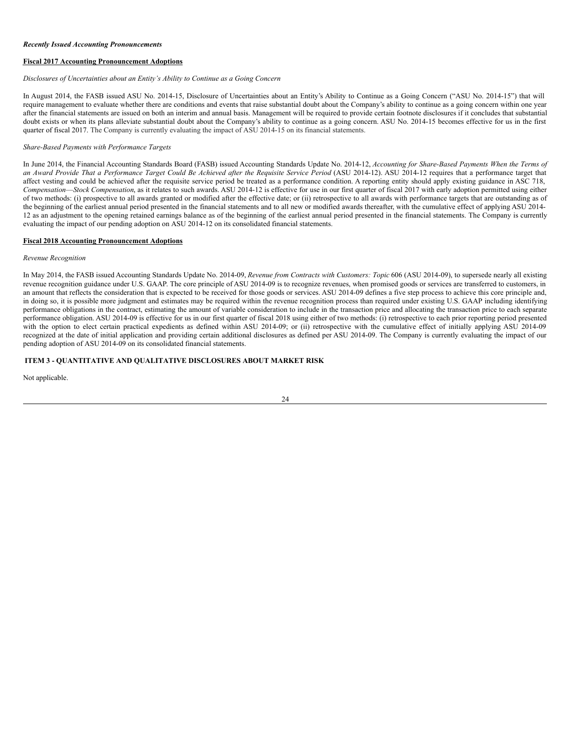***Recently Issued Accounting Pronouncements***

**Fiscal 2017 Accounting Pronouncement Adoptions**

*Disclosures of Uncertainties about an Entity's Ability to Continue as a Going Concern*

In August 2014, the FASB issued ASU No. 2014-15, Disclosure of Uncertainties about an Entity's Ability to Continue as a Going Concern ("ASU No. 2014-15") that will require management to evaluate whether there are conditions and events that raise substantial doubt about the Company's ability to continue as a going concern within one year after the financial statements are issued on both an interim and annual basis. Management will be required to provide certain footnote disclosures if it concludes that substantial doubt exists or when its plans alleviate substantial doubt about the Company's ability to continue as a going concern. ASU No. 2014-15 becomes effective for us in the first quarter of fiscal 2017. The Company is currently evaluating the impact of ASU 2014-15 on its financial statements.

*Share-Based Payments with Performance Targets*

In June 2014, the Financial Accounting Standards Board (FASB) issued Accounting Standards Update No. 2014-12, *Accounting for Share-Based Payments When the Terms of an Award Provide That a Performance Target Could Be Achieved after the Requisite Service Period* (ASU 2014-12). ASU 2014-12 requires that a performance target that affect vesting and could be achieved after the requisite service period be treated as a performance condition. A reporting entity should apply existing guidance in ASC 718, *Compensation—Stock Compensation*, as it relates to such awards. ASU 2014-12 is effective for use in our first quarter of fiscal 2017 with early adoption permitted using either of two methods: (i) prospective to all awards granted or modified after the effective date; or (ii) retrospective to all awards with performance targets that are outstanding as of the beginning of the earliest annual period presented in the financial statements and to all new or modified awards thereafter, with the cumulative effect of applying ASU 2014-12 as an adjustment to the opening retained earnings balance as of the beginning of the earliest annual period presented in the financial statements. The Company is currently evaluating the impact of our pending adoption on ASU 2014-12 on its consolidated financial statements.

**Fiscal 2018 Accounting Pronouncement Adoptions**

*Revenue Recognition*

In May 2014, the FASB issued Accounting Standards Update No. 2014-09, *Revenue from Contracts with Customers: Topic* 606 (ASU 2014-09), to supersede nearly all existing revenue recognition guidance under U.S. GAAP. The core principle of ASU 2014-09 is to recognize revenues, when promised goods or services are transferred to customers, in an amount that reflects the consideration that is expected to be received for those goods or services. ASU 2014-09 defines a five step process to achieve this core principle and, in doing so, it is possible more judgment and estimates may be required within the revenue recognition process than required under existing U.S. GAAP including identifying performance obligations in the contract, estimating the amount of variable consideration to include in the transaction price and allocating the transaction price to each separate performance obligation. ASU 2014-09 is effective for us in our first quarter of fiscal 2018 using either of two methods: (i) retrospective to each prior reporting period presented with the option to elect certain practical expedients as defined within ASU 2014-09; or (ii) retrospective with the cumulative effect of initially applying ASU 2014-09 recognized at the date of initial application and providing certain additional disclosures as defined per ASU 2014-09. The Company is currently evaluating the impact of our pending adoption of ASU 2014-09 on its consolidated financial statements.

## ITEM 3 - QUANTITATIVE AND QUALITATIVE DISCLOSURES ABOUT MARKET RISK

Not applicable.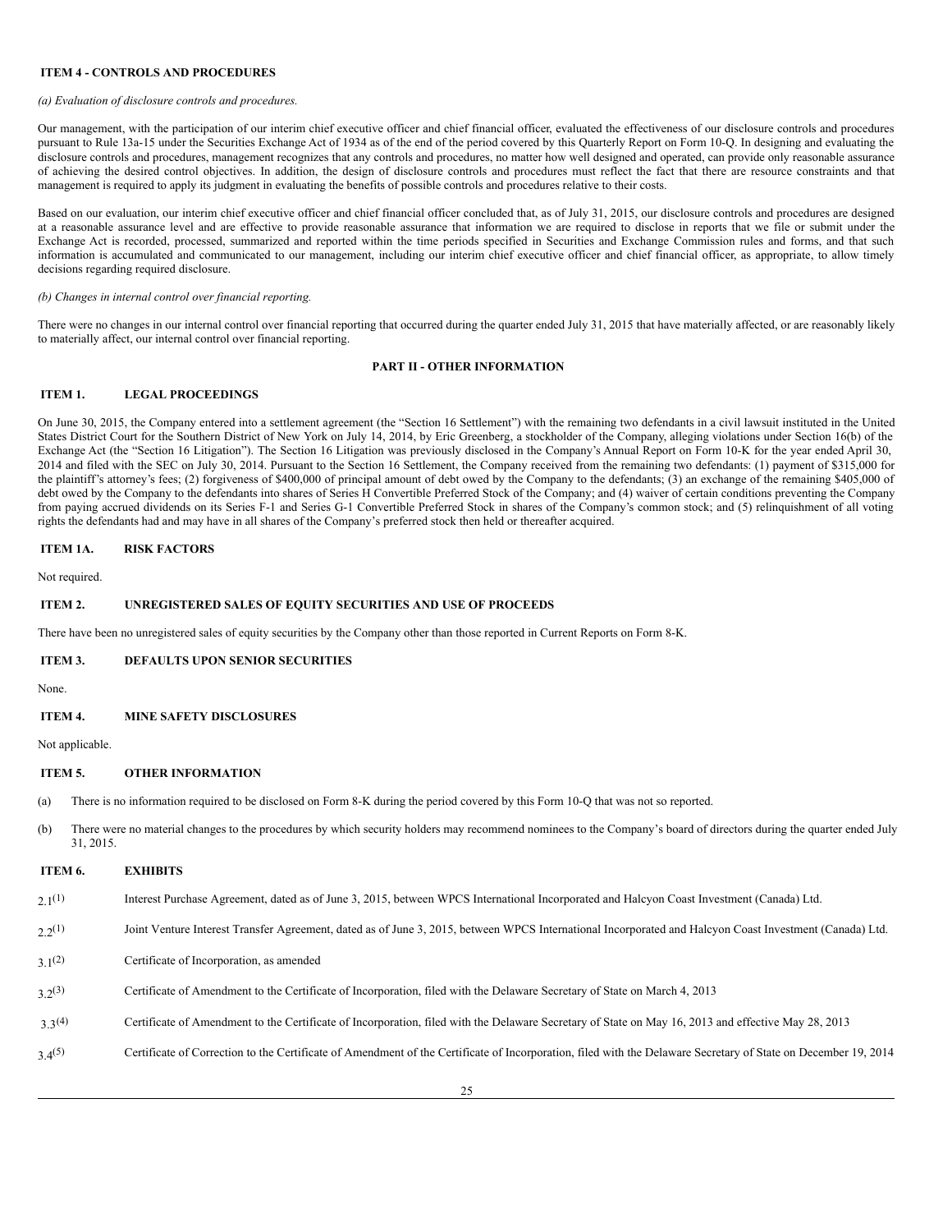## ITEM 4 - CONTROLS AND PROCEDURES

*(a) Evaluation of disclosure controls and procedures.*

Our management, with the participation of our interim chief executive officer and chief financial officer, evaluated the effectiveness of our disclosure controls and procedures pursuant to Rule 13a-15 under the Securities Exchange Act of 1934 as of the end of the period covered by this Quarterly Report on Form 10-Q. In designing and evaluating the disclosure controls and procedures, management recognizes that any controls and procedures, no matter how well designed and operated, can provide only reasonable assurance of achieving the desired control objectives. In addition, the design of disclosure controls and procedures must reflect the fact that there are resource constraints and that management is required to apply its judgment in evaluating the benefits of possible controls and procedures relative to their costs.

Based on our evaluation, our interim chief executive officer and chief financial officer concluded that, as of July 31, 2015, our disclosure controls and procedures are designed at a reasonable assurance level and are effective to provide reasonable assurance that information we are required to disclose in reports that we file or submit under the Exchange Act is recorded, processed, summarized and reported within the time periods specified in Securities and Exchange Commission rules and forms, and that such information is accumulated and communicated to our management, including our interim chief executive officer and chief financial officer, as appropriate, to allow timely decisions regarding required disclosure.

*(b) Changes in internal control over financial reporting.*

There were no changes in our internal control over financial reporting that occurred during the quarter ended July 31, 2015 that have materially affected, or are reasonably likely to materially affect, our internal control over financial reporting.

# PART II - OTHER INFORMATION

## ITEM 1. LEGAL PROCEEDINGS

On June 30, 2015, the Company entered into a settlement agreement (the "Section 16 Settlement") with the remaining two defendants in a civil lawsuit instituted in the United States District Court for the Southern District of New York on July 14, 2014, by Eric Greenberg, a stockholder of the Company, alleging violations under Section 16(b) of the Exchange Act (the "Section 16 Litigation"). The Section 16 Litigation was previously disclosed in the Company's Annual Report on Form 10-K for the year ended April 30, 2014 and filed with the SEC on July 30, 2014. Pursuant to the Section 16 Settlement, the Company received from the remaining two defendants: (1) payment of $315,000 for the plaintiff's attorney's fees; (2) forgiveness of $400,000 of principal amount of debt owed by the Company to the defendants; (3) an exchange of the remaining $405,000 of debt owed by the Company to the defendants into shares of Series H Convertible Preferred Stock of the Company; and (4) waiver of certain conditions preventing the Company from paying accrued dividends on its Series F-1 and Series G-1 Convertible Preferred Stock in shares of the Company's common stock; and (5) relinquishment of all voting rights the defendants had and may have in all shares of the Company's preferred stock then held or thereafter acquired.

## ITEM 1A. RISK FACTORS

Not required.

## ITEM 2. UNREGISTERED SALES OF EQUITY SECURITIES AND USE OF PROCEEDS

There have been no unregistered sales of equity securities by the Company other than those reported in Current Reports on Form 8-K.

## ITEM 3. DEFAULTS UPON SENIOR SECURITIES

None.

## ITEM 4. MINE SAFETY DISCLOSURES

Not applicable.

## ITEM 5. OTHER INFORMATION

(a) There is no information required to be disclosed on Form 8-K during the period covered by this Form 10-Q that was not so reported.

(b) There were no material changes to the procedures by which security holders may recommend nominees to the Company's board of directors during the quarter ended July 31, 2015.

## ITEM 6. EXHIBITS

| | |
|---|---|
| 2.1[(1)] | Interest Purchase Agreement, dated as of June 3, 2015, between WPCS International Incorporated and Halcyon Coast Investment (Canada) Ltd. |
| 2.2[(1)] | Joint Venture Interest Transfer Agreement, dated as of June 3, 2015, between WPCS International Incorporated and Halcyon Coast Investment (Canada) Ltd. |
| 3.1[(2)] | Certificate of Incorporation, as amended |
| 3.2[(3)] | Certificate of Amendment to the Certificate of Incorporation, filed with the Delaware Secretary of State on March 4, 2013 |
| 3.3[(4)] | Certificate of Amendment to the Certificate of Incorporation, filed with the Delaware Secretary of State on May 16, 2013 and effective May 28, 2013 |
| 3.4[(5)] | Certificate of Correction to the Certificate of Amendment of the Certificate of Incorporation, filed with the Delaware Secretary of State on December 19, 2014 |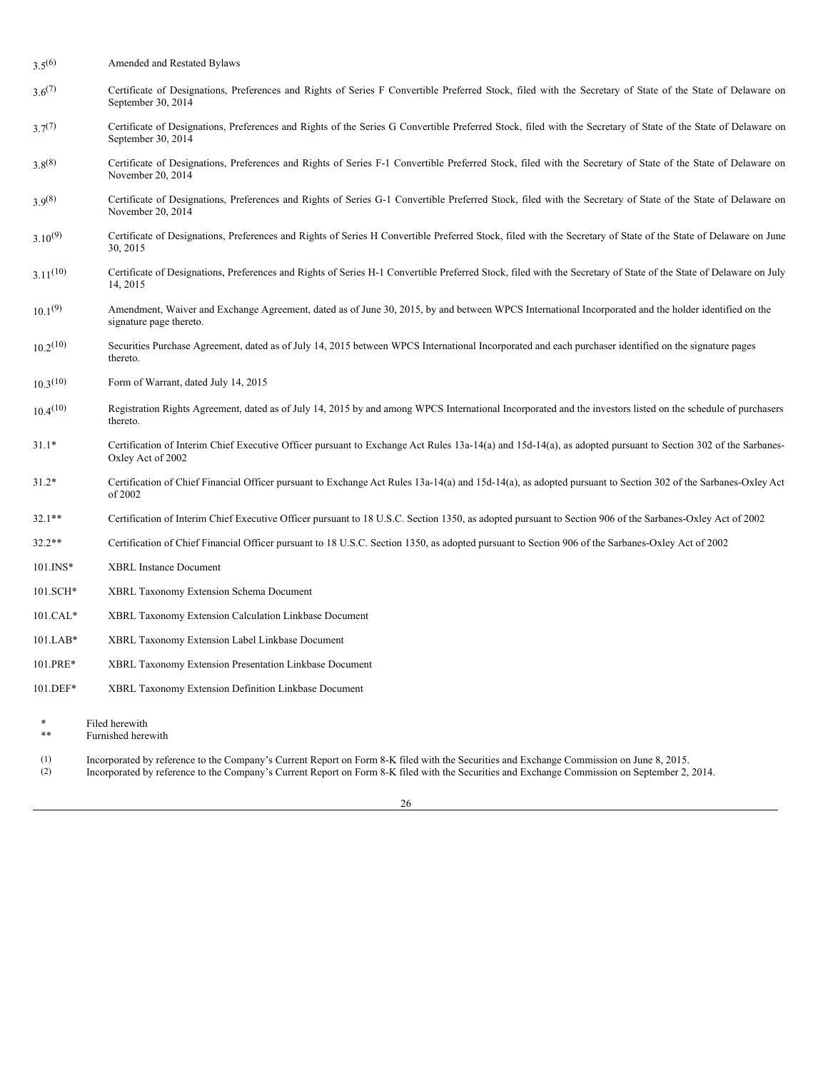| Exhibit | Description |
|---|---|
| 3.5[(6)] | Amended and Restated Bylaws |
| 3.6[(7)] | Certificate of Designations, Preferences and Rights of Series F Convertible Preferred Stock, filed with the Secretary of State of the State of Delaware on September 30, 2014 |
| 3.7[(7)] | Certificate of Designations, Preferences and Rights of the Series G Convertible Preferred Stock, filed with the Secretary of State of the State of Delaware on September 30, 2014 |
| 3.8[(8)] | Certificate of Designations, Preferences and Rights of Series F-1 Convertible Preferred Stock, filed with the Secretary of State of the State of Delaware on November 20, 2014 |
| 3.9[(8)] | Certificate of Designations, Preferences and Rights of Series G-1 Convertible Preferred Stock, filed with the Secretary of State of the State of Delaware on November 20, 2014 |
| 3.10[(9)] | Certificate of Designations, Preferences and Rights of Series H Convertible Preferred Stock, filed with the Secretary of State of the State of Delaware on June 30, 2015 |
| 3.11[(10)] | Certificate of Designations, Preferences and Rights of Series H-1 Convertible Preferred Stock, filed with the Secretary of State of the State of Delaware on July 14, 2015 |
| 10.1[(9)] | Amendment, Waiver and Exchange Agreement, dated as of June 30, 2015, by and between WPCS International Incorporated and the holder identified on the signature page thereto. |
| 10.2[(10)] | Securities Purchase Agreement, dated as of July 14, 2015 between WPCS International Incorporated and each purchaser identified on the signature pages thereto. |
| 10.3[(10)] | Form of Warrant, dated July 14, 2015 |
| 10.4[(10)] | Registration Rights Agreement, dated as of July 14, 2015 by and among WPCS International Incorporated and the investors listed on the schedule of purchasers thereto. |
| 31.1* | Certification of Interim Chief Executive Officer pursuant to Exchange Act Rules 13a-14(a) and 15d-14(a), as adopted pursuant to Section 302 of the Sarbanes-Oxley Act of 2002 |
| 31.2* | Certification of Chief Financial Officer pursuant to Exchange Act Rules 13a-14(a) and 15d-14(a), as adopted pursuant to Section 302 of the Sarbanes-Oxley Act of 2002 |
| 32.1** | Certification of Interim Chief Executive Officer pursuant to 18 U.S.C. Section 1350, as adopted pursuant to Section 906 of the Sarbanes-Oxley Act of 2002 |
| 32.2** | Certification of Chief Financial Officer pursuant to 18 U.S.C. Section 1350, as adopted pursuant to Section 906 of the Sarbanes-Oxley Act of 2002 |
| 101.INS* | XBRL Instance Document |
| 101.SCH* | XBRL Taxonomy Extension Schema Document |
| 101.CAL* | XBRL Taxonomy Extension Calculation Linkbase Document |
| 101.LAB* | XBRL Taxonomy Extension Label Linkbase Document |
| 101.PRE* | XBRL Taxonomy Extension Presentation Linkbase Document |
| 101.DEF* | XBRL Taxonomy Extension Definition Linkbase Document |

\* Filed herewith
\*\* Furnished herewith

(1) Incorporated by reference to the Company's Current Report on Form 8-K filed with the Securities and Exchange Commission on June 8, 2015.
(2) Incorporated by reference to the Company's Current Report on Form 8-K filed with the Securities and Exchange Commission on September 2, 2014.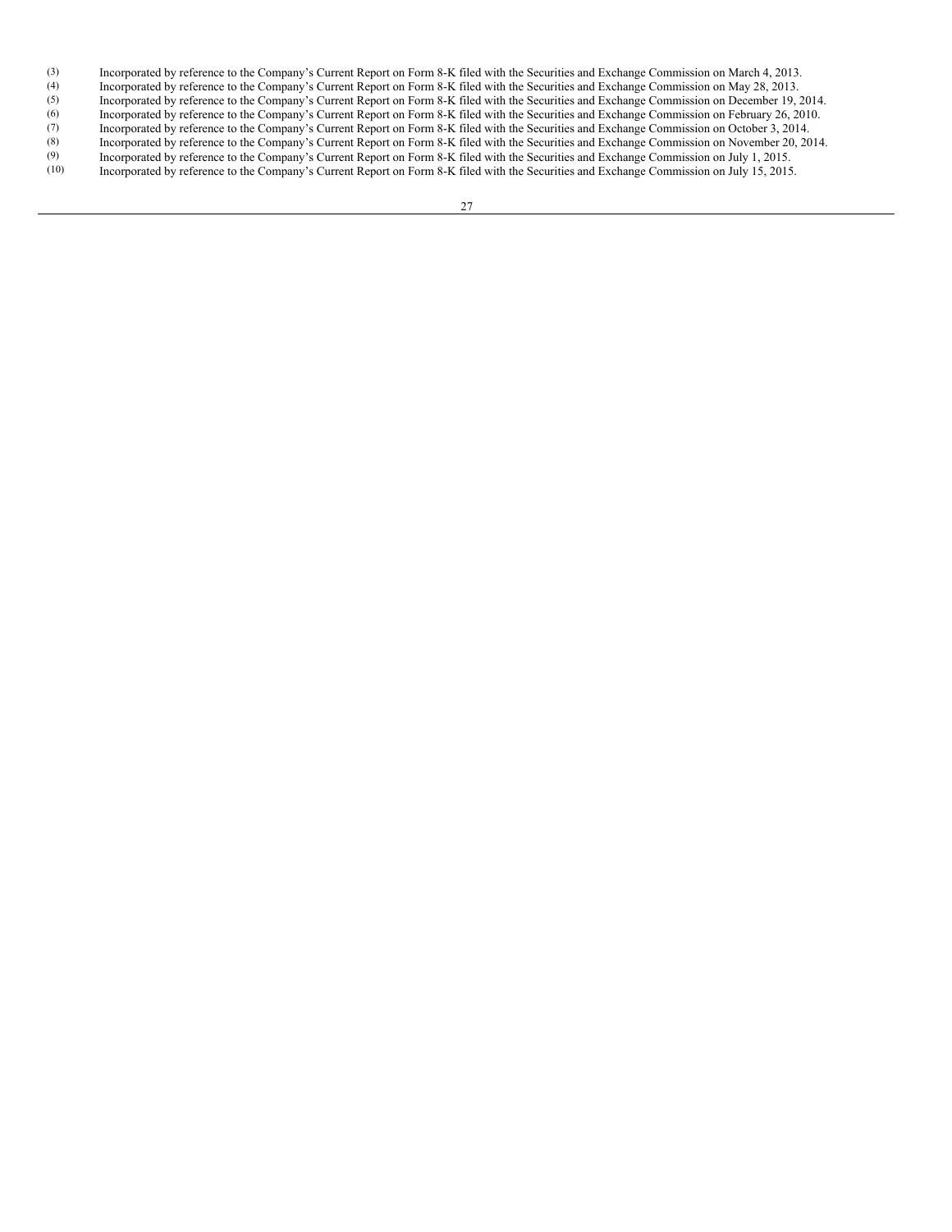(3) Incorporated by reference to the Company's Current Report on Form 8-K filed with the Securities and Exchange Commission on March 4, 2013.

(4) Incorporated by reference to the Company's Current Report on Form 8-K filed with the Securities and Exchange Commission on May 28, 2013.

(5) Incorporated by reference to the Company's Current Report on Form 8-K filed with the Securities and Exchange Commission on December 19, 2014.

(6) Incorporated by reference to the Company's Current Report on Form 8-K filed with the Securities and Exchange Commission on February 26, 2010.

(7) Incorporated by reference to the Company's Current Report on Form 8-K filed with the Securities and Exchange Commission on October 3, 2014.

(8) Incorporated by reference to the Company's Current Report on Form 8-K filed with the Securities and Exchange Commission on November 20, 2014.

(9) Incorporated by reference to the Company's Current Report on Form 8-K filed with the Securities and Exchange Commission on July 1, 2015.

(10) Incorporated by reference to the Company's Current Report on Form 8-K filed with the Securities and Exchange Commission on July 15, 2015.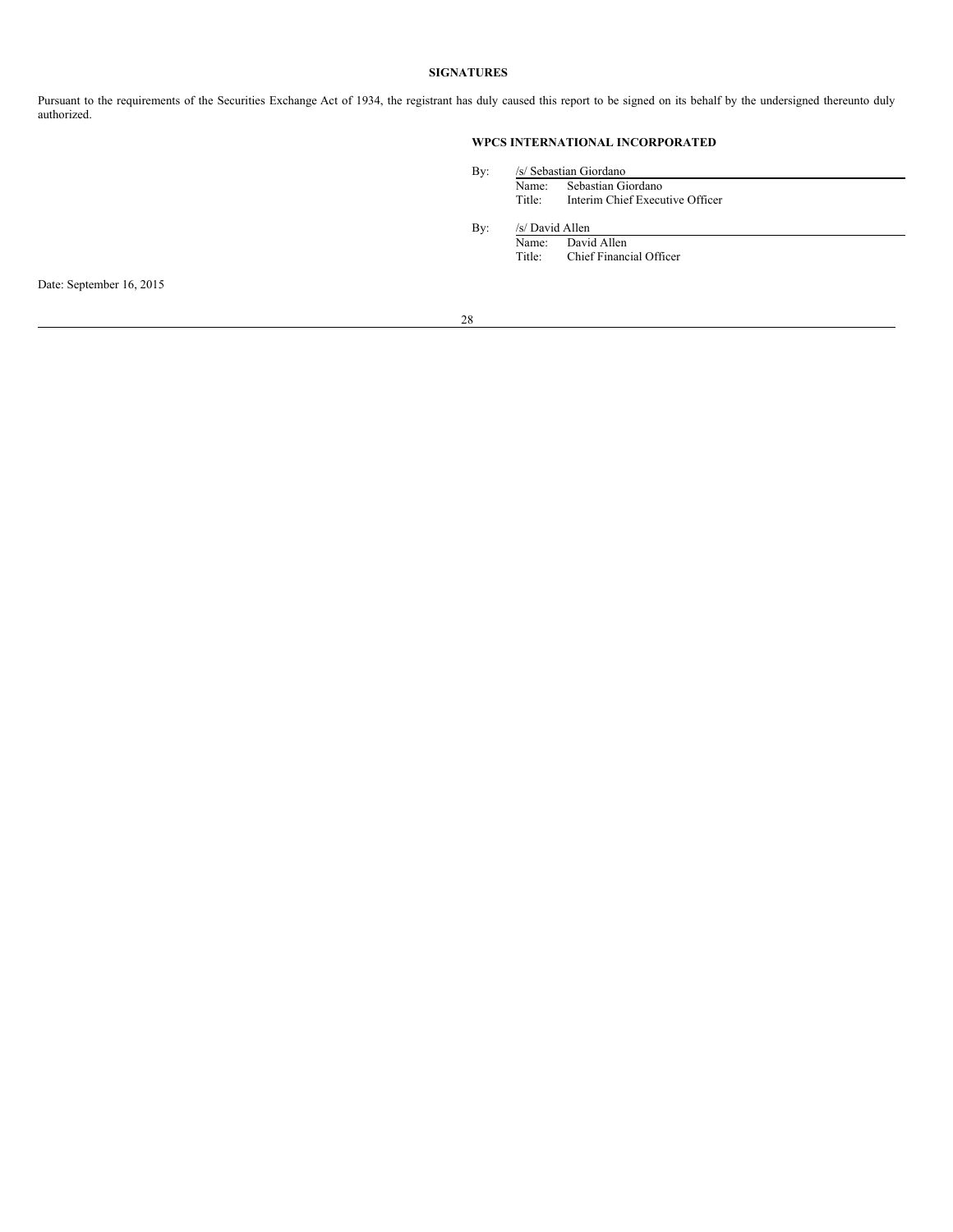**SIGNATURES**

Pursuant to the requirements of the Securities Exchange Act of 1934, the registrant has duly caused this report to be signed on its behalf by the undersigned thereunto duly authorized.

**WPCS INTERNATIONAL INCORPORATED**

By: /s/ Sebastian Giordano
Name: Sebastian Giordano
Title: Interim Chief Executive Officer

By: /s/ David Allen
Name: David Allen
Title: Chief Financial Officer

Date: September 16, 2015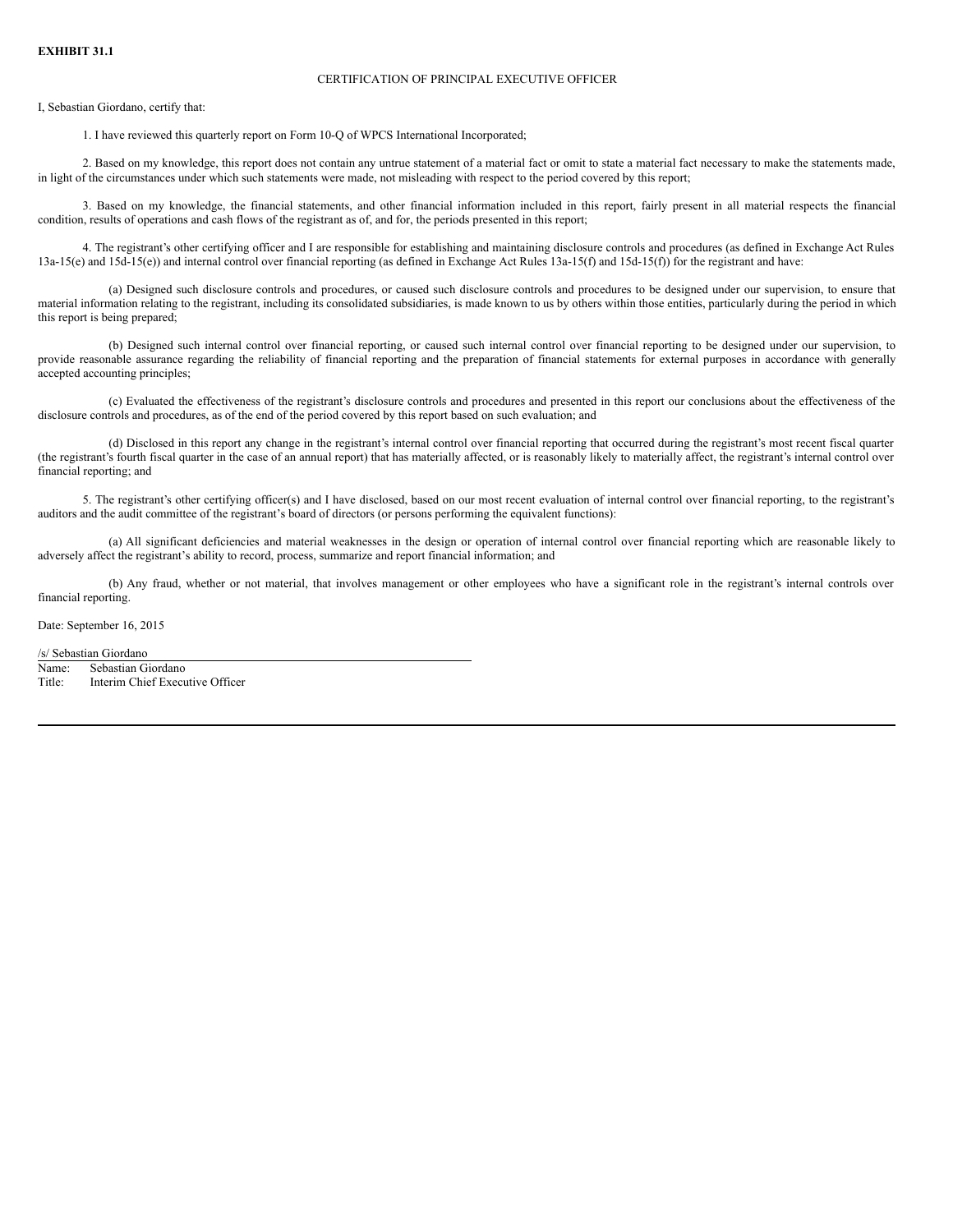**EXHIBIT 31.1**

CERTIFICATION OF PRINCIPAL EXECUTIVE OFFICER

I, Sebastian Giordano, certify that:

1. I have reviewed this quarterly report on Form 10-Q of WPCS International Incorporated;

2. Based on my knowledge, this report does not contain any untrue statement of a material fact or omit to state a material fact necessary to make the statements made, in light of the circumstances under which such statements were made, not misleading with respect to the period covered by this report;

3. Based on my knowledge, the financial statements, and other financial information included in this report, fairly present in all material respects the financial condition, results of operations and cash flows of the registrant as of, and for, the periods presented in this report;

4. The registrant's other certifying officer and I are responsible for establishing and maintaining disclosure controls and procedures (as defined in Exchange Act Rules 13a-15(e) and 15d-15(e)) and internal control over financial reporting (as defined in Exchange Act Rules 13a-15(f) and 15d-15(f)) for the registrant and have:

(a) Designed such disclosure controls and procedures, or caused such disclosure controls and procedures to be designed under our supervision, to ensure that material information relating to the registrant, including its consolidated subsidiaries, is made known to us by others within those entities, particularly during the period in which this report is being prepared;

(b) Designed such internal control over financial reporting, or caused such internal control over financial reporting to be designed under our supervision, to provide reasonable assurance regarding the reliability of financial reporting and the preparation of financial statements for external purposes in accordance with generally accepted accounting principles;

(c) Evaluated the effectiveness of the registrant's disclosure controls and procedures and presented in this report our conclusions about the effectiveness of the disclosure controls and procedures, as of the end of the period covered by this report based on such evaluation; and

(d) Disclosed in this report any change in the registrant's internal control over financial reporting that occurred during the registrant's most recent fiscal quarter (the registrant's fourth fiscal quarter in the case of an annual report) that has materially affected, or is reasonably likely to materially affect, the registrant's internal control over financial reporting; and

5. The registrant's other certifying officer(s) and I have disclosed, based on our most recent evaluation of internal control over financial reporting, to the registrant's auditors and the audit committee of the registrant's board of directors (or persons performing the equivalent functions):

(a) All significant deficiencies and material weaknesses in the design or operation of internal control over financial reporting which are reasonable likely to adversely affect the registrant's ability to record, process, summarize and report financial information; and

(b) Any fraud, whether or not material, that involves management or other employees who have a significant role in the registrant's internal controls over financial reporting.

Date: September 16, 2015

/s/ Sebastian Giordano

Name: Sebastian Giordano

Title: Interim Chief Executive Officer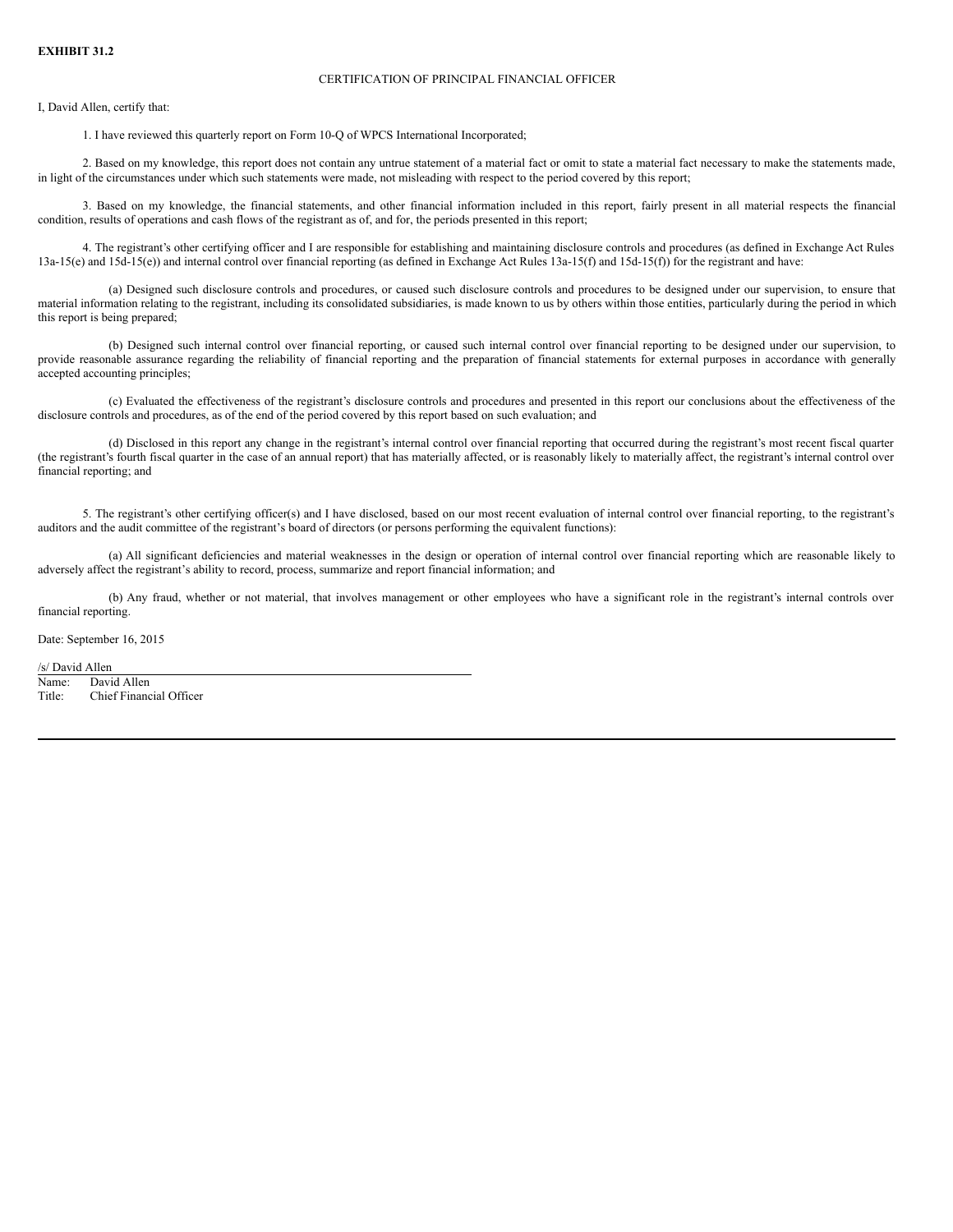**EXHIBIT 31.2**

CERTIFICATION OF PRINCIPAL FINANCIAL OFFICER

I, David Allen, certify that:

1. I have reviewed this quarterly report on Form 10-Q of WPCS International Incorporated;

2. Based on my knowledge, this report does not contain any untrue statement of a material fact or omit to state a material fact necessary to make the statements made, in light of the circumstances under which such statements were made, not misleading with respect to the period covered by this report;

3. Based on my knowledge, the financial statements, and other financial information included in this report, fairly present in all material respects the financial condition, results of operations and cash flows of the registrant as of, and for, the periods presented in this report;

4. The registrant's other certifying officer and I are responsible for establishing and maintaining disclosure controls and procedures (as defined in Exchange Act Rules 13a-15(e) and 15d-15(e)) and internal control over financial reporting (as defined in Exchange Act Rules 13a-15(f) and 15d-15(f)) for the registrant and have:

(a) Designed such disclosure controls and procedures, or caused such disclosure controls and procedures to be designed under our supervision, to ensure that material information relating to the registrant, including its consolidated subsidiaries, is made known to us by others within those entities, particularly during the period in which this report is being prepared;

(b) Designed such internal control over financial reporting, or caused such internal control over financial reporting to be designed under our supervision, to provide reasonable assurance regarding the reliability of financial reporting and the preparation of financial statements for external purposes in accordance with generally accepted accounting principles;

(c) Evaluated the effectiveness of the registrant's disclosure controls and procedures and presented in this report our conclusions about the effectiveness of the disclosure controls and procedures, as of the end of the period covered by this report based on such evaluation; and

(d) Disclosed in this report any change in the registrant's internal control over financial reporting that occurred during the registrant's most recent fiscal quarter (the registrant's fourth fiscal quarter in the case of an annual report) that has materially affected, or is reasonably likely to materially affect, the registrant's internal control over financial reporting; and

5. The registrant's other certifying officer(s) and I have disclosed, based on our most recent evaluation of internal control over financial reporting, to the registrant's auditors and the audit committee of the registrant's board of directors (or persons performing the equivalent functions):

(a) All significant deficiencies and material weaknesses in the design or operation of internal control over financial reporting which are reasonable likely to adversely affect the registrant's ability to record, process, summarize and report financial information; and

(b) Any fraud, whether or not material, that involves management or other employees who have a significant role in the registrant's internal controls over financial reporting.

Date: September 16, 2015

/s/ David Allen
Name: David Allen
Title: Chief Financial Officer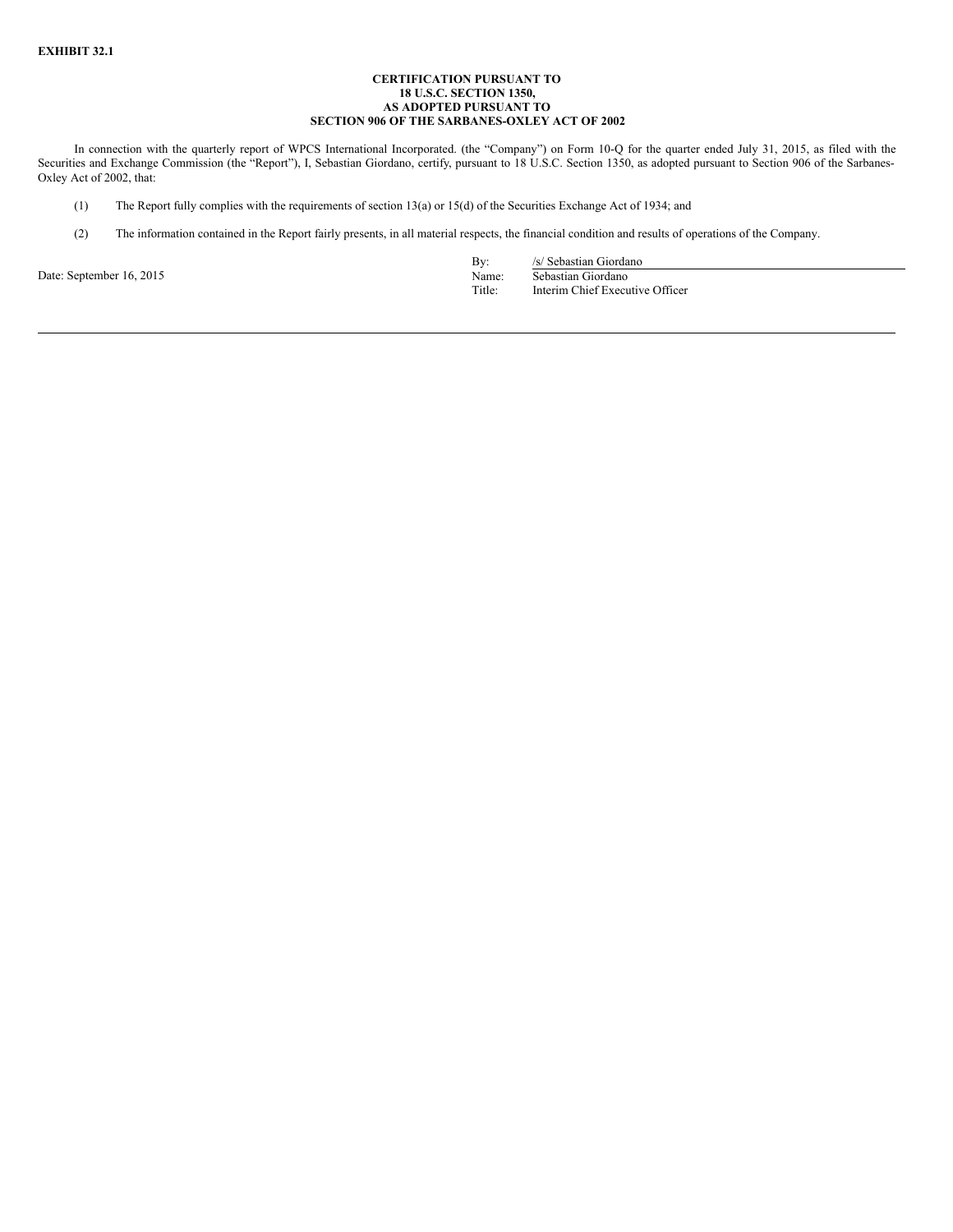**EXHIBIT 32.1**

**CERTIFICATION PURSUANT TO**
**18 U.S.C. SECTION 1350,**
**AS ADOPTED PURSUANT TO**
**SECTION 906 OF THE SARBANES-OXLEY ACT OF 2002**

In connection with the quarterly report of WPCS International Incorporated. (the "Company") on Form 10-Q for the quarter ended July 31, 2015, as filed with the Securities and Exchange Commission (the "Report"), I, Sebastian Giordano, certify, pursuant to 18 U.S.C. Section 1350, as adopted pursuant to Section 906 of the Sarbanes-Oxley Act of 2002, that:

(1) The Report fully complies with the requirements of section 13(a) or 15(d) of the Securities Exchange Act of 1934; and

(2) The information contained in the Report fairly presents, in all material respects, the financial condition and results of operations of the Company.

Date: September 16, 2015

By: /s/ Sebastian Giordano
Name: Sebastian Giordano
Title: Interim Chief Executive Officer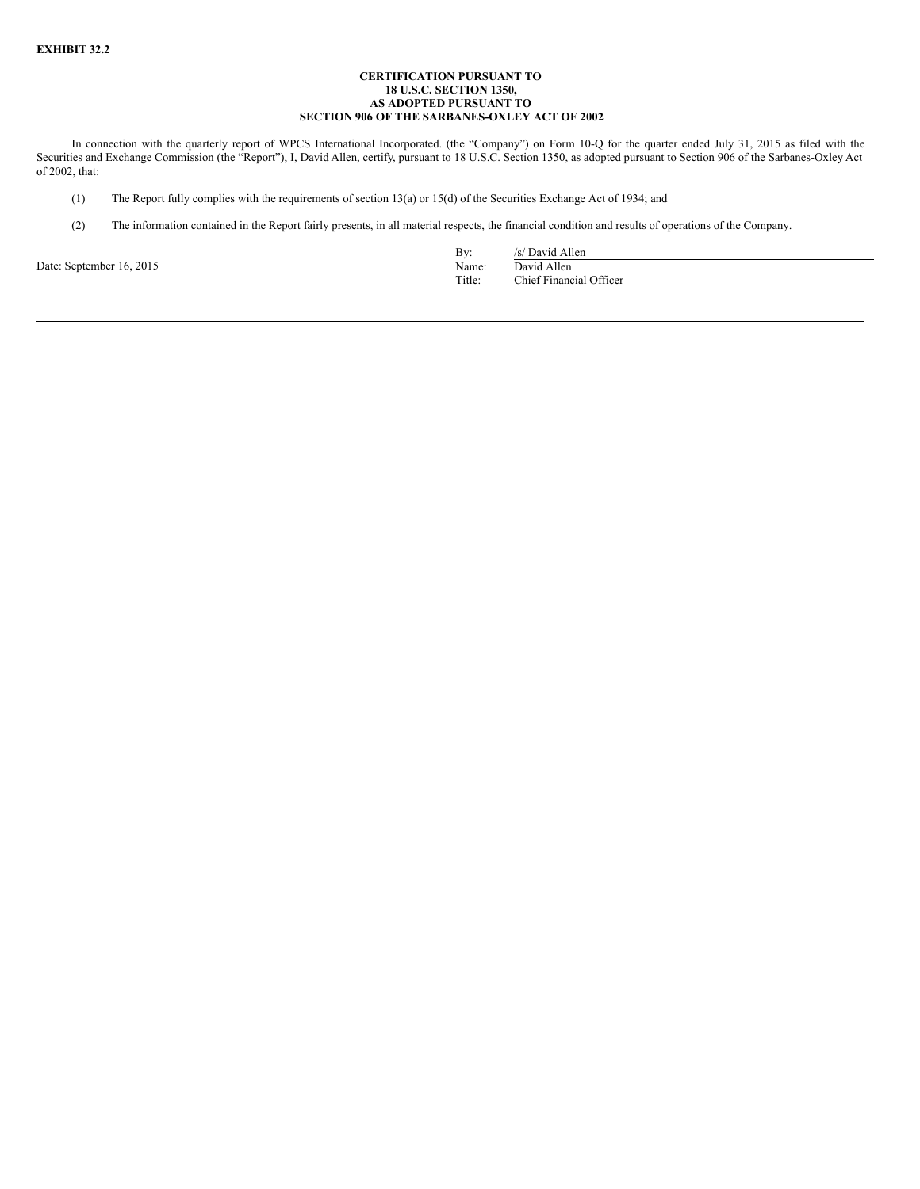**EXHIBIT 32.2**

**CERTIFICATION PURSUANT TO**
**18 U.S.C. SECTION 1350,**
**AS ADOPTED PURSUANT TO**
**SECTION 906 OF THE SARBANES-OXLEY ACT OF 2002**

In connection with the quarterly report of WPCS International Incorporated. (the "Company") on Form 10-Q for the quarter ended July 31, 2015 as filed with the Securities and Exchange Commission (the "Report"), I, David Allen, certify, pursuant to 18 U.S.C. Section 1350, as adopted pursuant to Section 906 of the Sarbanes-Oxley Act of 2002, that:

(1) The Report fully complies with the requirements of section 13(a) or 15(d) of the Securities Exchange Act of 1934; and

(2) The information contained in the Report fairly presents, in all material respects, the financial condition and results of operations of the Company.

Date: September 16, 2015

By: /s/ David Allen
Name: David Allen
Title: Chief Financial Officer